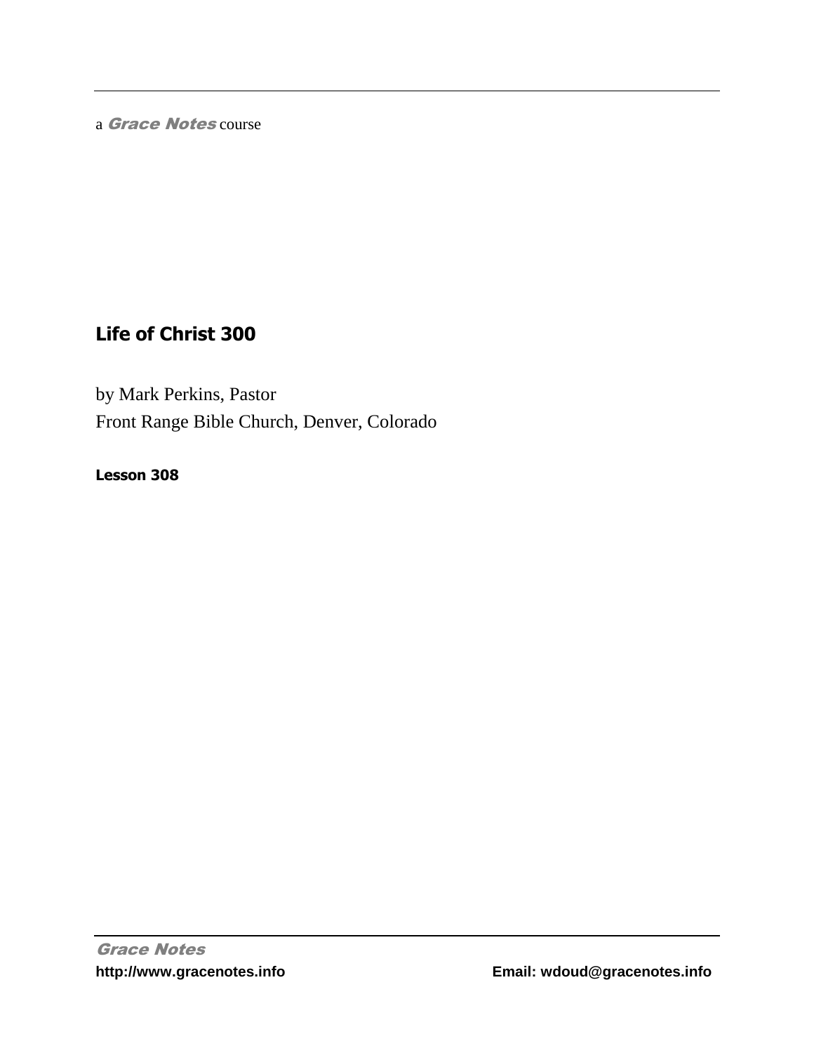a *Grace Notes* course

# Life of Christ 300

by Mark Perkins, Pastor
Front Range Bible Church, Denver, Colorado

**Lesson 308**

*Grace Notes*
**http://www.gracenotes.info** **Email: wdoud@gracenotes.info**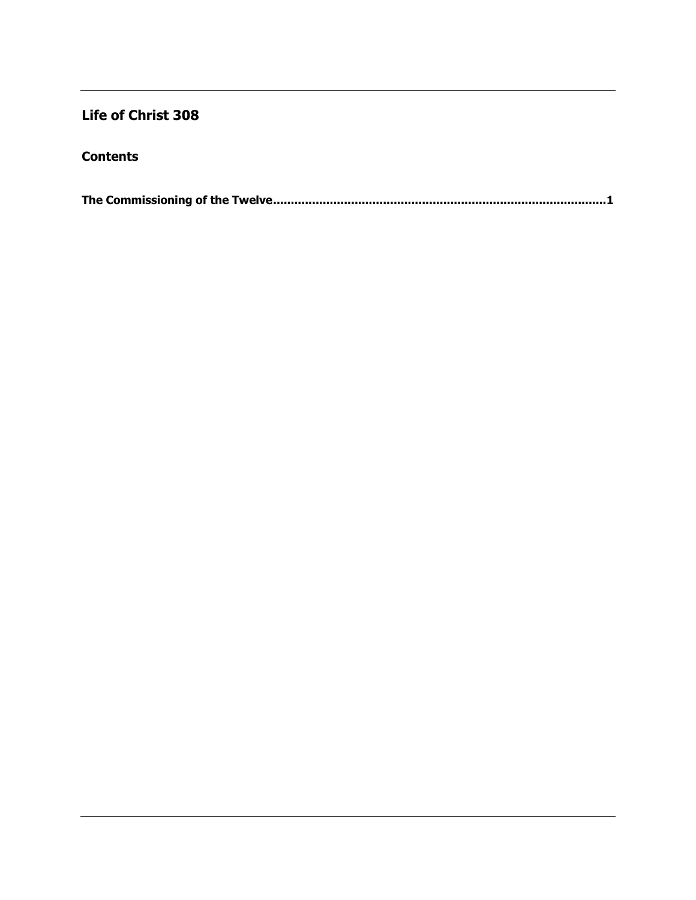## Life of Christ 308

### Contents

**The Commissioning of the Twelve............................................................................................1**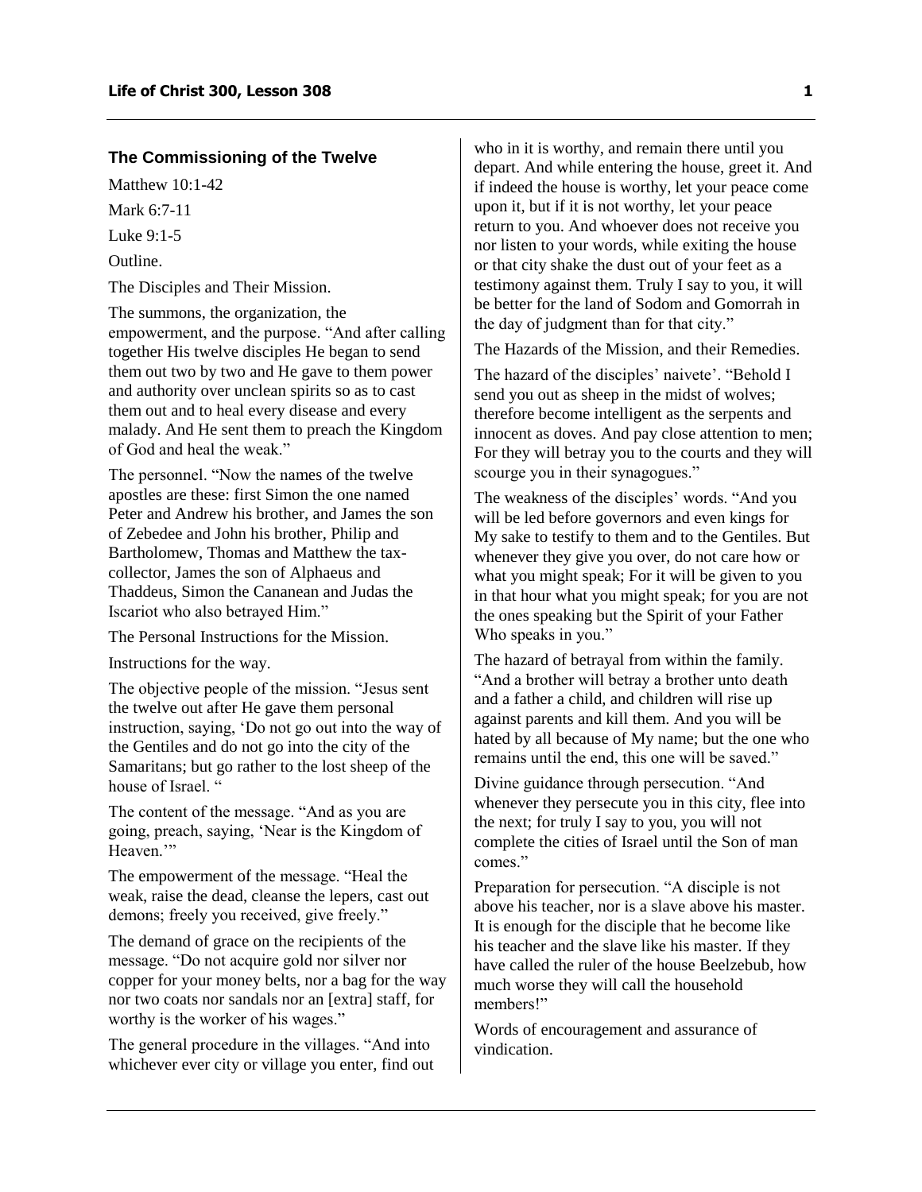### The Commissioning of the Twelve

Matthew 10:1-42

Mark 6:7-11

Luke 9:1-5

Outline.

The Disciples and Their Mission.

The summons, the organization, the empowerment, and the purpose. "And after calling together His twelve disciples He began to send them out two by two and He gave to them power and authority over unclean spirits so as to cast them out and to heal every disease and every malady. And He sent them to preach the Kingdom of God and heal the weak."

The personnel. "Now the names of the twelve apostles are these: first Simon the one named Peter and Andrew his brother, and James the son of Zebedee and John his brother, Philip and Bartholomew, Thomas and Matthew the tax-collector, James the son of Alphaeus and Thaddeus, Simon the Cananean and Judas the Iscariot who also betrayed Him."

The Personal Instructions for the Mission.

Instructions for the way.

The objective people of the mission. "Jesus sent the twelve out after He gave them personal instruction, saying, 'Do not go out into the way of the Gentiles and do not go into the city of the Samaritans; but go rather to the lost sheep of the house of Israel. "

The content of the message. "And as you are going, preach, saying, 'Near is the Kingdom of Heaven.'"

The empowerment of the message. "Heal the weak, raise the dead, cleanse the lepers, cast out demons; freely you received, give freely."

The demand of grace on the recipients of the message. "Do not acquire gold nor silver nor copper for your money belts, nor a bag for the way nor two coats nor sandals nor an [extra] staff, for worthy is the worker of his wages."

The general procedure in the villages. "And into whichever ever city or village you enter, find out who in it is worthy, and remain there until you depart. And while entering the house, greet it. And if indeed the house is worthy, let your peace come upon it, but if it is not worthy, let your peace return to you. And whoever does not receive you nor listen to your words, while exiting the house or that city shake the dust out of your feet as a testimony against them. Truly I say to you, it will be better for the land of Sodom and Gomorrah in the day of judgment than for that city."

The Hazards of the Mission, and their Remedies.

The hazard of the disciples' naivete'. "Behold I send you out as sheep in the midst of wolves; therefore become intelligent as the serpents and innocent as doves. And pay close attention to men; For they will betray you to the courts and they will scourge you in their synagogues."

The weakness of the disciples' words. "And you will be led before governors and even kings for My sake to testify to them and to the Gentiles. But whenever they give you over, do not care how or what you might speak; For it will be given to you in that hour what you might speak; for you are not the ones speaking but the Spirit of your Father Who speaks in you."

The hazard of betrayal from within the family. "And a brother will betray a brother unto death and a father a child, and children will rise up against parents and kill them. And you will be hated by all because of My name; but the one who remains until the end, this one will be saved."

Divine guidance through persecution. "And whenever they persecute you in this city, flee into the next; for truly I say to you, you will not complete the cities of Israel until the Son of man comes."

Preparation for persecution. "A disciple is not above his teacher, nor is a slave above his master. It is enough for the disciple that he become like his teacher and the slave like his master. If they have called the ruler of the house Beelzebub, how much worse they will call the household members!"

Words of encouragement and assurance of vindication.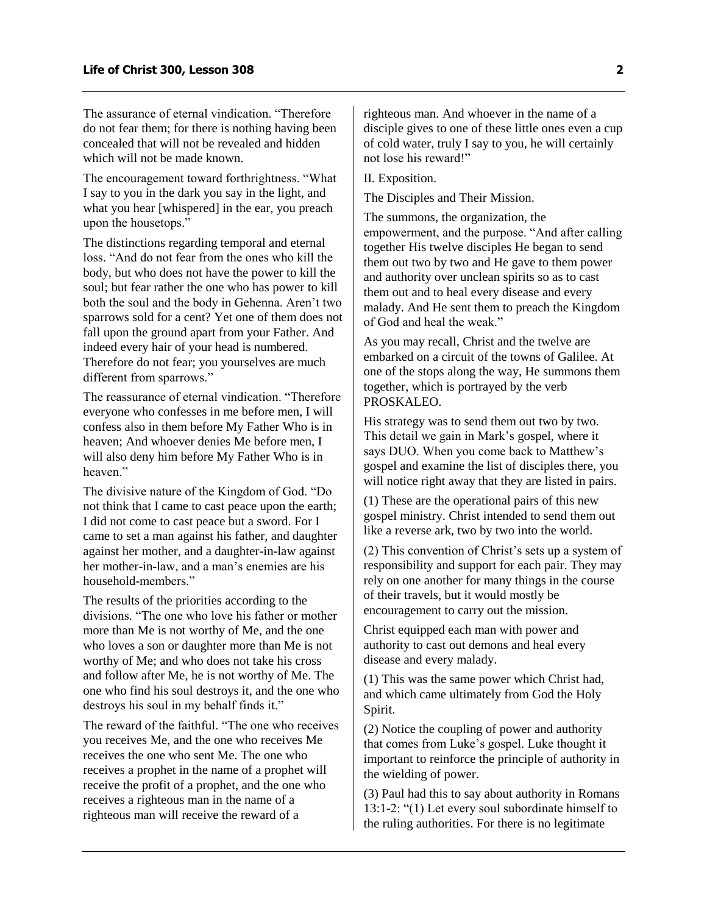The assurance of eternal vindication. "Therefore do not fear them; for there is nothing having been concealed that will not be revealed and hidden which will not be made known.

The encouragement toward forthrightness. "What I say to you in the dark you say in the light, and what you hear [whispered] in the ear, you preach upon the housetops."

The distinctions regarding temporal and eternal loss. "And do not fear from the ones who kill the body, but who does not have the power to kill the soul; but fear rather the one who has power to kill both the soul and the body in Gehenna. Aren't two sparrows sold for a cent? Yet one of them does not fall upon the ground apart from your Father. And indeed every hair of your head is numbered. Therefore do not fear; you yourselves are much different from sparrows."

The reassurance of eternal vindication. "Therefore everyone who confesses in me before men, I will confess also in them before My Father Who is in heaven; And whoever denies Me before men, I will also deny him before My Father Who is in heaven."

The divisive nature of the Kingdom of God. "Do not think that I came to cast peace upon the earth; I did not come to cast peace but a sword. For I came to set a man against his father, and daughter against her mother, and a daughter-in-law against her mother-in-law, and a man's enemies are his household-members."

The results of the priorities according to the divisions. "The one who love his father or mother more than Me is not worthy of Me, and the one who loves a son or daughter more than Me is not worthy of Me; and who does not take his cross and follow after Me, he is not worthy of Me. The one who find his soul destroys it, and the one who destroys his soul in my behalf finds it."

The reward of the faithful. "The one who receives you receives Me, and the one who receives Me receives the one who sent Me. The one who receives a prophet in the name of a prophet will receive the profit of a prophet, and the one who receives a righteous man in the name of a righteous man will receive the reward of a righteous man. And whoever in the name of a disciple gives to one of these little ones even a cup of cold water, truly I say to you, he will certainly not lose his reward!"

II. Exposition.

The Disciples and Their Mission.

The summons, the organization, the empowerment, and the purpose. "And after calling together His twelve disciples He began to send them out two by two and He gave to them power and authority over unclean spirits so as to cast them out and to heal every disease and every malady. And He sent them to preach the Kingdom of God and heal the weak."

As you may recall, Christ and the twelve are embarked on a circuit of the towns of Galilee. At one of the stops along the way, He summons them together, which is portrayed by the verb PROSKALEO.

His strategy was to send them out two by two. This detail we gain in Mark's gospel, where it says DUO. When you come back to Matthew's gospel and examine the list of disciples there, you will notice right away that they are listed in pairs.

(1) These are the operational pairs of this new gospel ministry. Christ intended to send them out like a reverse ark, two by two into the world.

(2) This convention of Christ's sets up a system of responsibility and support for each pair. They may rely on one another for many things in the course of their travels, but it would mostly be encouragement to carry out the mission.

Christ equipped each man with power and authority to cast out demons and heal every disease and every malady.

(1) This was the same power which Christ had, and which came ultimately from God the Holy Spirit.

(2) Notice the coupling of power and authority that comes from Luke's gospel. Luke thought it important to reinforce the principle of authority in the wielding of power.

(3) Paul had this to say about authority in Romans 13:1-2: "(1) Let every soul subordinate himself to the ruling authorities. For there is no legitimate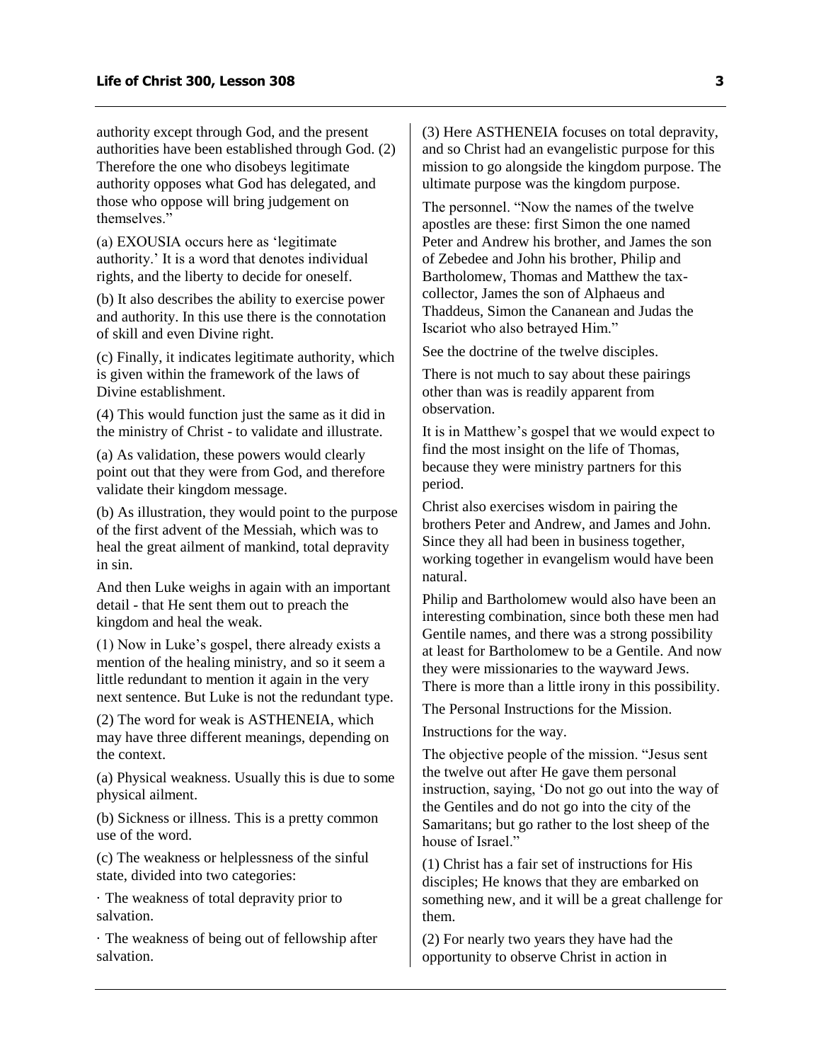authority except through God, and the present authorities have been established through God. (2) Therefore the one who disobeys legitimate authority opposes what God has delegated, and those who oppose will bring judgement on themselves."

(a) EXOUSIA occurs here as 'legitimate authority.' It is a word that denotes individual rights, and the liberty to decide for oneself.

(b) It also describes the ability to exercise power and authority. In this use there is the connotation of skill and even Divine right.

(c) Finally, it indicates legitimate authority, which is given within the framework of the laws of Divine establishment.

(4) This would function just the same as it did in the ministry of Christ - to validate and illustrate.

(a) As validation, these powers would clearly point out that they were from God, and therefore validate their kingdom message.

(b) As illustration, they would point to the purpose of the first advent of the Messiah, which was to heal the great ailment of mankind, total depravity in sin.

And then Luke weighs in again with an important detail - that He sent them out to preach the kingdom and heal the weak.

(1) Now in Luke's gospel, there already exists a mention of the healing ministry, and so it seem a little redundant to mention it again in the very next sentence. But Luke is not the redundant type.

(2) The word for weak is ASTHENEIA, which may have three different meanings, depending on the context.

(a) Physical weakness. Usually this is due to some physical ailment.

(b) Sickness or illness. This is a pretty common use of the word.

(c) The weakness or helplessness of the sinful state, divided into two categories:

· The weakness of total depravity prior to salvation.

· The weakness of being out of fellowship after salvation.

(3) Here ASTHENEIA focuses on total depravity, and so Christ had an evangelistic purpose for this mission to go alongside the kingdom purpose. The ultimate purpose was the kingdom purpose.

The personnel. "Now the names of the twelve apostles are these: first Simon the one named Peter and Andrew his brother, and James the son of Zebedee and John his brother, Philip and Bartholomew, Thomas and Matthew the tax-collector, James the son of Alphaeus and Thaddeus, Simon the Cananean and Judas the Iscariot who also betrayed Him."

See the doctrine of the twelve disciples.

There is not much to say about these pairings other than was is readily apparent from observation.

It is in Matthew's gospel that we would expect to find the most insight on the life of Thomas, because they were ministry partners for this period.

Christ also exercises wisdom in pairing the brothers Peter and Andrew, and James and John. Since they all had been in business together, working together in evangelism would have been natural.

Philip and Bartholomew would also have been an interesting combination, since both these men had Gentile names, and there was a strong possibility at least for Bartholomew to be a Gentile. And now they were missionaries to the wayward Jews. There is more than a little irony in this possibility.

The Personal Instructions for the Mission.

Instructions for the way.

The objective people of the mission. "Jesus sent the twelve out after He gave them personal instruction, saying, 'Do not go out into the way of the Gentiles and do not go into the city of the Samaritans; but go rather to the lost sheep of the house of Israel."

(1) Christ has a fair set of instructions for His disciples; He knows that they are embarked on something new, and it will be a great challenge for them.

(2) For nearly two years they have had the opportunity to observe Christ in action in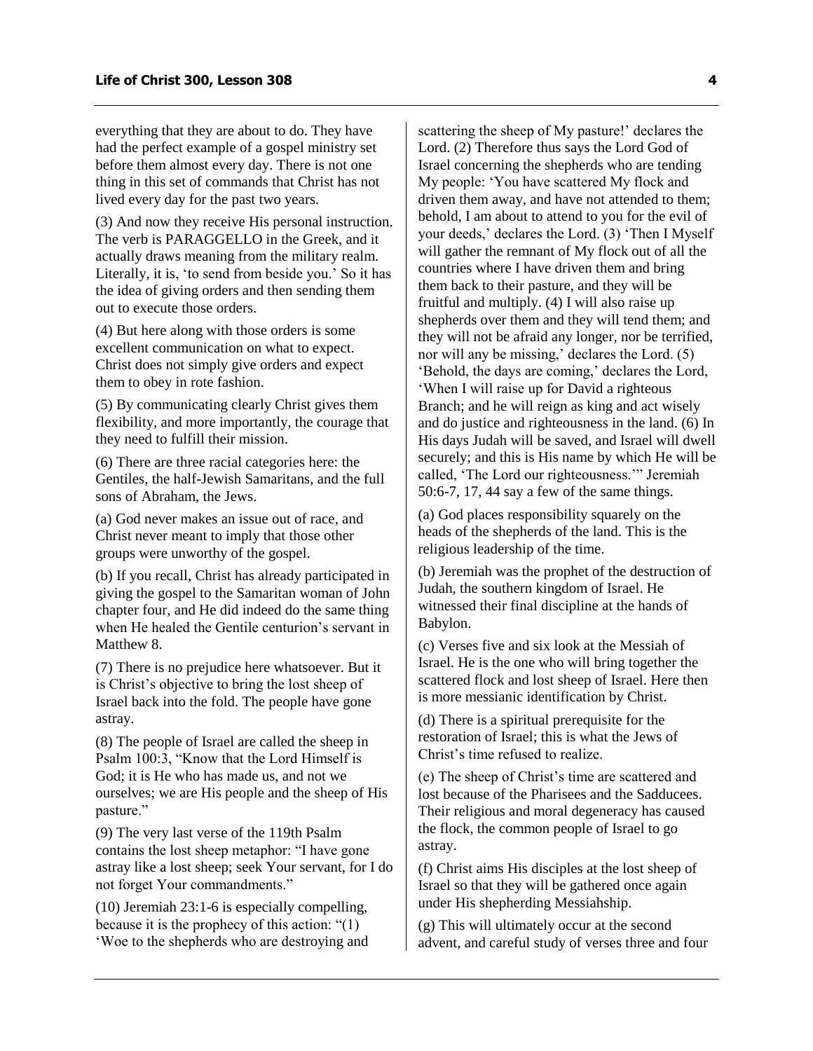everything that they are about to do. They have had the perfect example of a gospel ministry set before them almost every day. There is not one thing in this set of commands that Christ has not lived every day for the past two years.

(3) And now they receive His personal instruction. The verb is PARAGGELLO in the Greek, and it actually draws meaning from the military realm. Literally, it is, 'to send from beside you.' So it has the idea of giving orders and then sending them out to execute those orders.

(4) But here along with those orders is some excellent communication on what to expect. Christ does not simply give orders and expect them to obey in rote fashion.

(5) By communicating clearly Christ gives them flexibility, and more importantly, the courage that they need to fulfill their mission.

(6) There are three racial categories here: the Gentiles, the half-Jewish Samaritans, and the full sons of Abraham, the Jews.

(a) God never makes an issue out of race, and Christ never meant to imply that those other groups were unworthy of the gospel.

(b) If you recall, Christ has already participated in giving the gospel to the Samaritan woman of John chapter four, and He did indeed do the same thing when He healed the Gentile centurion's servant in Matthew 8.

(7) There is no prejudice here whatsoever. But it is Christ's objective to bring the lost sheep of Israel back into the fold. The people have gone astray.

(8) The people of Israel are called the sheep in Psalm 100:3, "Know that the Lord Himself is God; it is He who has made us, and not we ourselves; we are His people and the sheep of His pasture."

(9) The very last verse of the 119th Psalm contains the lost sheep metaphor: "I have gone astray like a lost sheep; seek Your servant, for I do not forget Your commandments."

(10) Jeremiah 23:1-6 is especially compelling, because it is the prophecy of this action: "(1) 'Woe to the shepherds who are destroying and scattering the sheep of My pasture!' declares the Lord. (2) Therefore thus says the Lord God of Israel concerning the shepherds who are tending My people: 'You have scattered My flock and driven them away, and have not attended to them; behold, I am about to attend to you for the evil of your deeds,' declares the Lord. (3) 'Then I Myself will gather the remnant of My flock out of all the countries where I have driven them and bring them back to their pasture, and they will be fruitful and multiply. (4) I will also raise up shepherds over them and they will tend them; and they will not be afraid any longer, nor be terrified, nor will any be missing,' declares the Lord. (5) 'Behold, the days are coming,' declares the Lord, 'When I will raise up for David a righteous Branch; and he will reign as king and act wisely and do justice and righteousness in the land. (6) In His days Judah will be saved, and Israel will dwell securely; and this is His name by which He will be called, 'The Lord our righteousness.'" Jeremiah 50:6-7, 17, 44 say a few of the same things.

(a) God places responsibility squarely on the heads of the shepherds of the land. This is the religious leadership of the time.

(b) Jeremiah was the prophet of the destruction of Judah, the southern kingdom of Israel. He witnessed their final discipline at the hands of Babylon.

(c) Verses five and six look at the Messiah of Israel. He is the one who will bring together the scattered flock and lost sheep of Israel. Here then is more messianic identification by Christ.

(d) There is a spiritual prerequisite for the restoration of Israel; this is what the Jews of Christ's time refused to realize.

(e) The sheep of Christ's time are scattered and lost because of the Pharisees and the Sadducees. Their religious and moral degeneracy has caused the flock, the common people of Israel to go astray.

(f) Christ aims His disciples at the lost sheep of Israel so that they will be gathered once again under His shepherding Messiahship.

(g) This will ultimately occur at the second advent, and careful study of verses three and four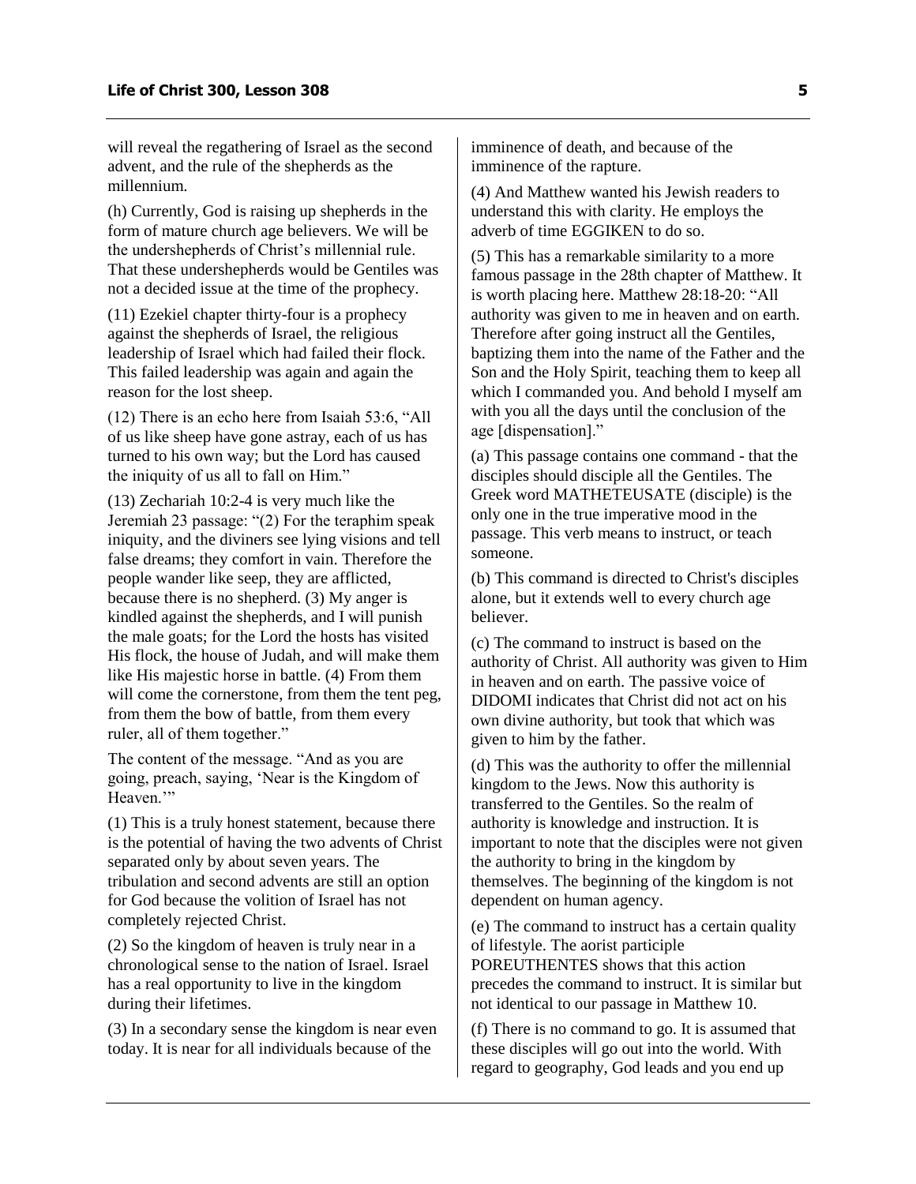will reveal the regathering of Israel as the second advent, and the rule of the shepherds as the millennium.

(h) Currently, God is raising up shepherds in the form of mature church age believers. We will be the undershepherds of Christ's millennial rule. That these undershepherds would be Gentiles was not a decided issue at the time of the prophecy.

(11) Ezekiel chapter thirty-four is a prophecy against the shepherds of Israel, the religious leadership of Israel which had failed their flock. This failed leadership was again and again the reason for the lost sheep.

(12) There is an echo here from Isaiah 53:6, "All of us like sheep have gone astray, each of us has turned to his own way; but the Lord has caused the iniquity of us all to fall on Him."

(13) Zechariah 10:2-4 is very much like the Jeremiah 23 passage: "(2) For the teraphim speak iniquity, and the diviners see lying visions and tell false dreams; they comfort in vain. Therefore the people wander like seep, they are afflicted, because there is no shepherd. (3) My anger is kindled against the shepherds, and I will punish the male goats; for the Lord the hosts has visited His flock, the house of Judah, and will make them like His majestic horse in battle. (4) From them will come the cornerstone, from them the tent peg, from them the bow of battle, from them every ruler, all of them together."

The content of the message. "And as you are going, preach, saying, 'Near is the Kingdom of Heaven.'"

(1) This is a truly honest statement, because there is the potential of having the two advents of Christ separated only by about seven years. The tribulation and second advents are still an option for God because the volition of Israel has not completely rejected Christ.

(2) So the kingdom of heaven is truly near in a chronological sense to the nation of Israel. Israel has a real opportunity to live in the kingdom during their lifetimes.

(3) In a secondary sense the kingdom is near even today. It is near for all individuals because of the imminence of death, and because of the imminence of the rapture.

(4) And Matthew wanted his Jewish readers to understand this with clarity. He employs the adverb of time EGGIKEN to do so.

(5) This has a remarkable similarity to a more famous passage in the 28th chapter of Matthew. It is worth placing here. Matthew 28:18-20: "All authority was given to me in heaven and on earth. Therefore after going instruct all the Gentiles, baptizing them into the name of the Father and the Son and the Holy Spirit, teaching them to keep all which I commanded you. And behold I myself am with you all the days until the conclusion of the age [dispensation]."

(a) This passage contains one command - that the disciples should disciple all the Gentiles. The Greek word MATHETEUSATE (disciple) is the only one in the true imperative mood in the passage. This verb means to instruct, or teach someone.

(b) This command is directed to Christ's disciples alone, but it extends well to every church age believer.

(c) The command to instruct is based on the authority of Christ. All authority was given to Him in heaven and on earth. The passive voice of DIDOMI indicates that Christ did not act on his own divine authority, but took that which was given to him by the father.

(d) This was the authority to offer the millennial kingdom to the Jews. Now this authority is transferred to the Gentiles. So the realm of authority is knowledge and instruction. It is important to note that the disciples were not given the authority to bring in the kingdom by themselves. The beginning of the kingdom is not dependent on human agency.

(e) The command to instruct has a certain quality of lifestyle. The aorist participle POREUTHENTES shows that this action precedes the command to instruct. It is similar but not identical to our passage in Matthew 10.

(f) There is no command to go. It is assumed that these disciples will go out into the world. With regard to geography, God leads and you end up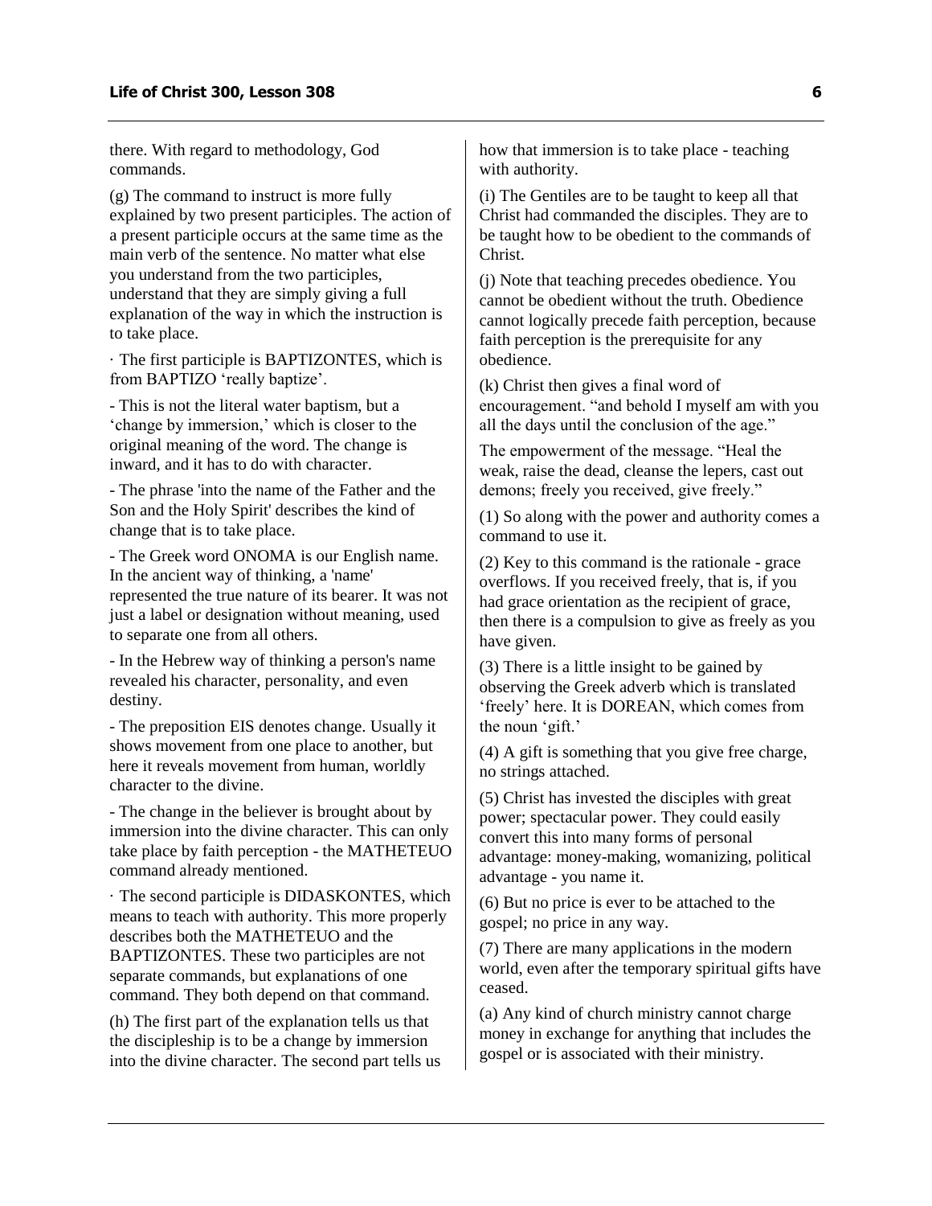there. With regard to methodology, God commands.

(g) The command to instruct is more fully explained by two present participles. The action of a present participle occurs at the same time as the main verb of the sentence. No matter what else you understand from the two participles, understand that they are simply giving a full explanation of the way in which the instruction is to take place.

· The first participle is BAPTIZONTES, which is from BAPTIZO 'really baptize'.

- This is not the literal water baptism, but a 'change by immersion,' which is closer to the original meaning of the word. The change is inward, and it has to do with character.

- The phrase 'into the name of the Father and the Son and the Holy Spirit' describes the kind of change that is to take place.

- The Greek word ONOMA is our English name. In the ancient way of thinking, a 'name' represented the true nature of its bearer. It was not just a label or designation without meaning, used to separate one from all others.

- In the Hebrew way of thinking a person's name revealed his character, personality, and even destiny.

- The preposition EIS denotes change. Usually it shows movement from one place to another, but here it reveals movement from human, worldly character to the divine.

- The change in the believer is brought about by immersion into the divine character. This can only take place by faith perception - the MATHETEUO command already mentioned.

· The second participle is DIDASKONTES, which means to teach with authority. This more properly describes both the MATHETEUO and the BAPTIZONTES. These two participles are not separate commands, but explanations of one command. They both depend on that command.

(h) The first part of the explanation tells us that the discipleship is to be a change by immersion into the divine character. The second part tells us how that immersion is to take place - teaching with authority.

(i) The Gentiles are to be taught to keep all that Christ had commanded the disciples. They are to be taught how to be obedient to the commands of Christ.

(j) Note that teaching precedes obedience. You cannot be obedient without the truth. Obedience cannot logically precede faith perception, because faith perception is the prerequisite for any obedience.

(k) Christ then gives a final word of encouragement. "and behold I myself am with you all the days until the conclusion of the age."

The empowerment of the message. "Heal the weak, raise the dead, cleanse the lepers, cast out demons; freely you received, give freely."

(1) So along with the power and authority comes a command to use it.

(2) Key to this command is the rationale - grace overflows. If you received freely, that is, if you had grace orientation as the recipient of grace, then there is a compulsion to give as freely as you have given.

(3) There is a little insight to be gained by observing the Greek adverb which is translated 'freely' here. It is DOREAN, which comes from the noun 'gift.'

(4) A gift is something that you give free charge, no strings attached.

(5) Christ has invested the disciples with great power; spectacular power. They could easily convert this into many forms of personal advantage: money-making, womanizing, political advantage - you name it.

(6) But no price is ever to be attached to the gospel; no price in any way.

(7) There are many applications in the modern world, even after the temporary spiritual gifts have ceased.

(a) Any kind of church ministry cannot charge money in exchange for anything that includes the gospel or is associated with their ministry.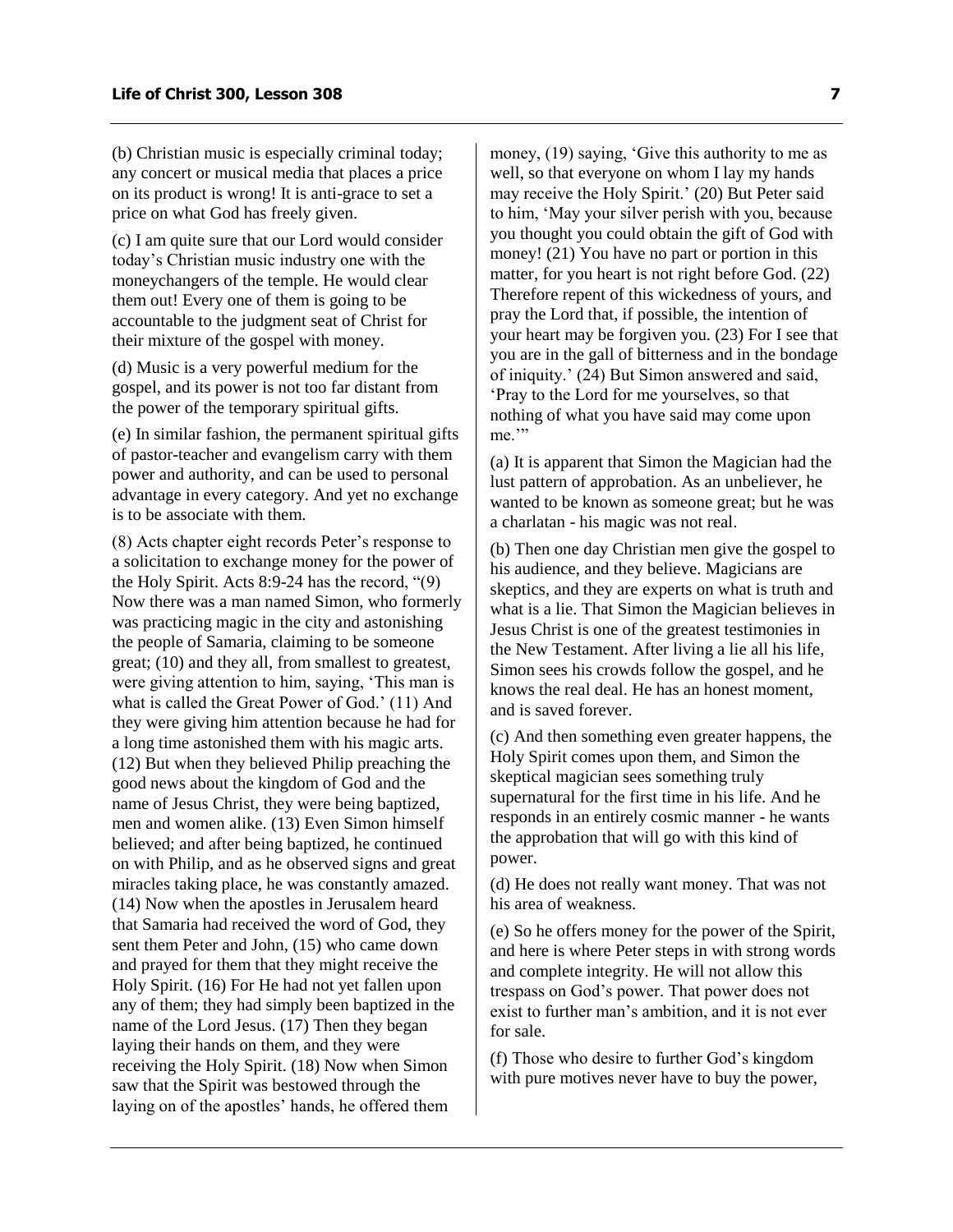(b) Christian music is especially criminal today; any concert or musical media that places a price on its product is wrong! It is anti-grace to set a price on what God has freely given.

(c) I am quite sure that our Lord would consider today's Christian music industry one with the moneychangers of the temple. He would clear them out! Every one of them is going to be accountable to the judgment seat of Christ for their mixture of the gospel with money.

(d) Music is a very powerful medium for the gospel, and its power is not too far distant from the power of the temporary spiritual gifts.

(e) In similar fashion, the permanent spiritual gifts of pastor-teacher and evangelism carry with them power and authority, and can be used to personal advantage in every category. And yet no exchange is to be associate with them.

(8) Acts chapter eight records Peter's response to a solicitation to exchange money for the power of the Holy Spirit. Acts 8:9-24 has the record, "(9) Now there was a man named Simon, who formerly was practicing magic in the city and astonishing the people of Samaria, claiming to be someone great; (10) and they all, from smallest to greatest, were giving attention to him, saying, 'This man is what is called the Great Power of God.' (11) And they were giving him attention because he had for a long time astonished them with his magic arts. (12) But when they believed Philip preaching the good news about the kingdom of God and the name of Jesus Christ, they were being baptized, men and women alike. (13) Even Simon himself believed; and after being baptized, he continued on with Philip, and as he observed signs and great miracles taking place, he was constantly amazed. (14) Now when the apostles in Jerusalem heard that Samaria had received the word of God, they sent them Peter and John, (15) who came down and prayed for them that they might receive the Holy Spirit. (16) For He had not yet fallen upon any of them; they had simply been baptized in the name of the Lord Jesus. (17) Then they began laying their hands on them, and they were receiving the Holy Spirit. (18) Now when Simon saw that the Spirit was bestowed through the laying on of the apostles' hands, he offered them money, (19) saying, 'Give this authority to me as well, so that everyone on whom I lay my hands may receive the Holy Spirit.' (20) But Peter said to him, 'May your silver perish with you, because you thought you could obtain the gift of God with money! (21) You have no part or portion in this matter, for you heart is not right before God. (22) Therefore repent of this wickedness of yours, and pray the Lord that, if possible, the intention of your heart may be forgiven you. (23) For I see that you are in the gall of bitterness and in the bondage of iniquity.' (24) But Simon answered and said, 'Pray to the Lord for me yourselves, so that nothing of what you have said may come upon me.'"

(a) It is apparent that Simon the Magician had the lust pattern of approbation. As an unbeliever, he wanted to be known as someone great; but he was a charlatan - his magic was not real.

(b) Then one day Christian men give the gospel to his audience, and they believe. Magicians are skeptics, and they are experts on what is truth and what is a lie. That Simon the Magician believes in Jesus Christ is one of the greatest testimonies in the New Testament. After living a lie all his life, Simon sees his crowds follow the gospel, and he knows the real deal. He has an honest moment, and is saved forever.

(c) And then something even greater happens, the Holy Spirit comes upon them, and Simon the skeptical magician sees something truly supernatural for the first time in his life. And he responds in an entirely cosmic manner - he wants the approbation that will go with this kind of power.

(d) He does not really want money. That was not his area of weakness.

(e) So he offers money for the power of the Spirit, and here is where Peter steps in with strong words and complete integrity. He will not allow this trespass on God's power. That power does not exist to further man's ambition, and it is not ever for sale.

(f) Those who desire to further God's kingdom with pure motives never have to buy the power,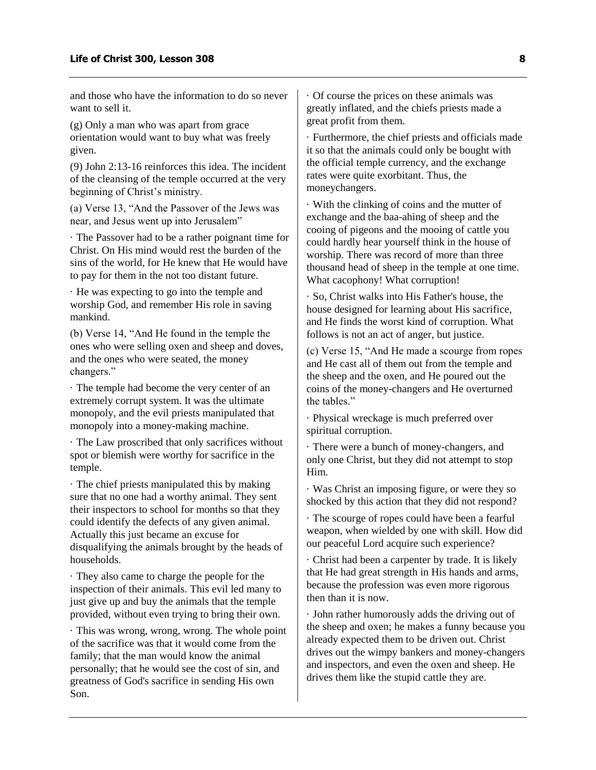and those who have the information to do so never want to sell it.

(g) Only a man who was apart from grace orientation would want to buy what was freely given.

(9) John 2:13-16 reinforces this idea. The incident of the cleansing of the temple occurred at the very beginning of Christ's ministry.

(a) Verse 13, "And the Passover of the Jews was near, and Jesus went up into Jerusalem"

· The Passover had to be a rather poignant time for Christ. On His mind would rest the burden of the sins of the world, for He knew that He would have to pay for them in the not too distant future.

· He was expecting to go into the temple and worship God, and remember His role in saving mankind.

(b) Verse 14, "And He found in the temple the ones who were selling oxen and sheep and doves, and the ones who were seated, the money changers."

· The temple had become the very center of an extremely corrupt system. It was the ultimate monopoly, and the evil priests manipulated that monopoly into a money-making machine.

· The Law proscribed that only sacrifices without spot or blemish were worthy for sacrifice in the temple.

· The chief priests manipulated this by making sure that no one had a worthy animal. They sent their inspectors to school for months so that they could identify the defects of any given animal. Actually this just became an excuse for disqualifying the animals brought by the heads of households.

· They also came to charge the people for the inspection of their animals. This evil led many to just give up and buy the animals that the temple provided, without even trying to bring their own.

· This was wrong, wrong, wrong. The whole point of the sacrifice was that it would come from the family; that the man would know the animal personally; that he would see the cost of sin, and greatness of God's sacrifice in sending His own Son.

· Of course the prices on these animals was greatly inflated, and the chiefs priests made a great profit from them.

· Furthermore, the chief priests and officials made it so that the animals could only be bought with the official temple currency, and the exchange rates were quite exorbitant. Thus, the moneychangers.

· With the clinking of coins and the mutter of exchange and the baa-ahing of sheep and the cooing of pigeons and the mooing of cattle you could hardly hear yourself think in the house of worship. There was record of more than three thousand head of sheep in the temple at one time. What cacophony! What corruption!

· So, Christ walks into His Father's house, the house designed for learning about His sacrifice, and He finds the worst kind of corruption. What follows is not an act of anger, but justice.

(c) Verse 15, "And He made a scourge from ropes and He cast all of them out from the temple and the sheep and the oxen, and He poured out the coins of the money-changers and He overturned the tables."

· Physical wreckage is much preferred over spiritual corruption.

· There were a bunch of money-changers, and only one Christ, but they did not attempt to stop Him.

· Was Christ an imposing figure, or were they so shocked by this action that they did not respond?

· The scourge of ropes could have been a fearful weapon, when wielded by one with skill. How did our peaceful Lord acquire such experience?

· Christ had been a carpenter by trade. It is likely that He had great strength in His hands and arms, because the profession was even more rigorous then than it is now.

· John rather humorously adds the driving out of the sheep and oxen; he makes a funny because you already expected them to be driven out. Christ drives out the wimpy bankers and money-changers and inspectors, and even the oxen and sheep. He drives them like the stupid cattle they are.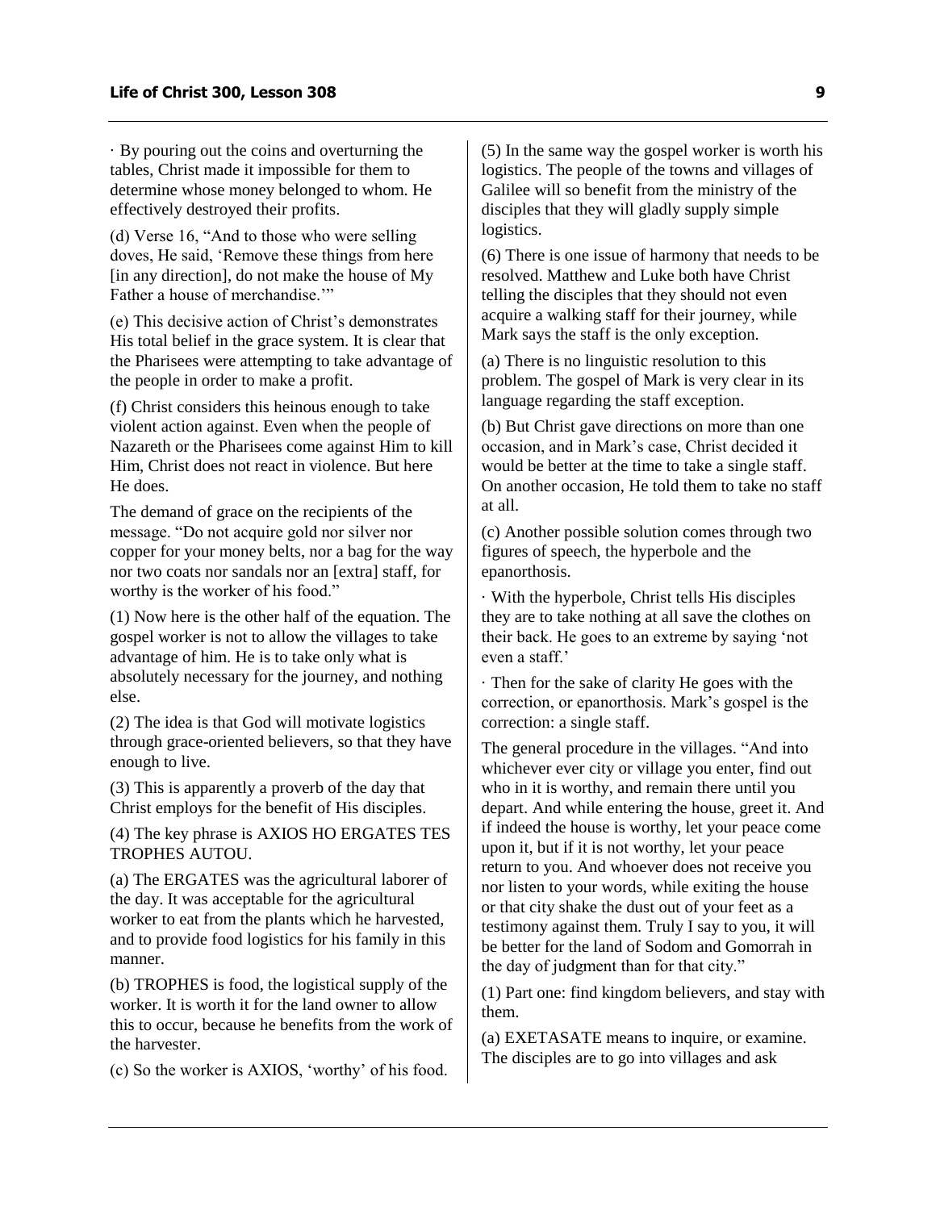· By pouring out the coins and overturning the tables, Christ made it impossible for them to determine whose money belonged to whom. He effectively destroyed their profits.

(d) Verse 16, "And to those who were selling doves, He said, 'Remove these things from here [in any direction], do not make the house of My Father a house of merchandise.'"

(e) This decisive action of Christ's demonstrates His total belief in the grace system. It is clear that the Pharisees were attempting to take advantage of the people in order to make a profit.

(f) Christ considers this heinous enough to take violent action against. Even when the people of Nazareth or the Pharisees come against Him to kill Him, Christ does not react in violence. But here He does.

The demand of grace on the recipients of the message. "Do not acquire gold nor silver nor copper for your money belts, nor a bag for the way nor two coats nor sandals nor an [extra] staff, for worthy is the worker of his food."

(1) Now here is the other half of the equation. The gospel worker is not to allow the villages to take advantage of him. He is to take only what is absolutely necessary for the journey, and nothing else.

(2) The idea is that God will motivate logistics through grace-oriented believers, so that they have enough to live.

(3) This is apparently a proverb of the day that Christ employs for the benefit of His disciples.

(4) The key phrase is AXIOS HO ERGATES TES TROPHES AUTOU.

(a) The ERGATES was the agricultural laborer of the day. It was acceptable for the agricultural worker to eat from the plants which he harvested, and to provide food logistics for his family in this manner.

(b) TROPHES is food, the logistical supply of the worker. It is worth it for the land owner to allow this to occur, because he benefits from the work of the harvester.

(c) So the worker is AXIOS, 'worthy' of his food.

(5) In the same way the gospel worker is worth his logistics. The people of the towns and villages of Galilee will so benefit from the ministry of the disciples that they will gladly supply simple logistics.

(6) There is one issue of harmony that needs to be resolved. Matthew and Luke both have Christ telling the disciples that they should not even acquire a walking staff for their journey, while Mark says the staff is the only exception.

(a) There is no linguistic resolution to this problem. The gospel of Mark is very clear in its language regarding the staff exception.

(b) But Christ gave directions on more than one occasion, and in Mark's case, Christ decided it would be better at the time to take a single staff. On another occasion, He told them to take no staff at all.

(c) Another possible solution comes through two figures of speech, the hyperbole and the epanorthosis.

· With the hyperbole, Christ tells His disciples they are to take nothing at all save the clothes on their back. He goes to an extreme by saying 'not even a staff.'

· Then for the sake of clarity He goes with the correction, or epanorthosis. Mark's gospel is the correction: a single staff.

The general procedure in the villages. "And into whichever ever city or village you enter, find out who in it is worthy, and remain there until you depart. And while entering the house, greet it. And if indeed the house is worthy, let your peace come upon it, but if it is not worthy, let your peace return to you. And whoever does not receive you nor listen to your words, while exiting the house or that city shake the dust out of your feet as a testimony against them. Truly I say to you, it will be better for the land of Sodom and Gomorrah in the day of judgment than for that city."

(1) Part one: find kingdom believers, and stay with them.

(a) EXETASATE means to inquire, or examine. The disciples are to go into villages and ask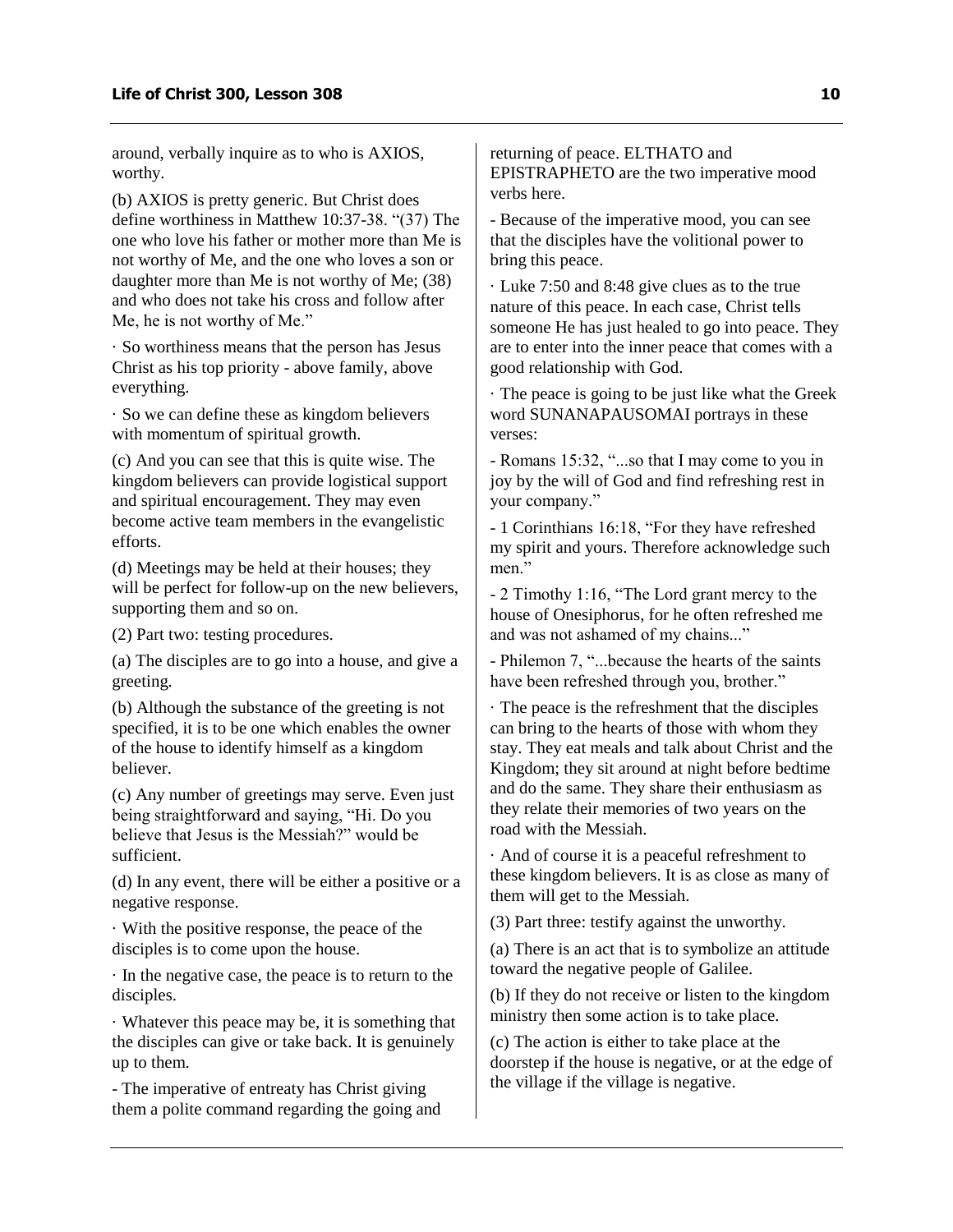around, verbally inquire as to who is AXIOS, worthy.

(b) AXIOS is pretty generic. But Christ does define worthiness in Matthew 10:37-38. "(37) The one who love his father or mother more than Me is not worthy of Me, and the one who loves a son or daughter more than Me is not worthy of Me; (38) and who does not take his cross and follow after Me, he is not worthy of Me."

· So worthiness means that the person has Jesus Christ as his top priority - above family, above everything.

· So we can define these as kingdom believers with momentum of spiritual growth.

(c) And you can see that this is quite wise. The kingdom believers can provide logistical support and spiritual encouragement. They may even become active team members in the evangelistic efforts.

(d) Meetings may be held at their houses; they will be perfect for follow-up on the new believers, supporting them and so on.

(2) Part two: testing procedures.

(a) The disciples are to go into a house, and give a greeting.

(b) Although the substance of the greeting is not specified, it is to be one which enables the owner of the house to identify himself as a kingdom believer.

(c) Any number of greetings may serve. Even just being straightforward and saying, "Hi. Do you believe that Jesus is the Messiah?" would be sufficient.

(d) In any event, there will be either a positive or a negative response.

· With the positive response, the peace of the disciples is to come upon the house.

· In the negative case, the peace is to return to the disciples.

· Whatever this peace may be, it is something that the disciples can give or take back. It is genuinely up to them.

- The imperative of entreaty has Christ giving them a polite command regarding the going and returning of peace. ELTHATO and EPISTRAPHETO are the two imperative mood verbs here.

- Because of the imperative mood, you can see that the disciples have the volitional power to bring this peace.

· Luke 7:50 and 8:48 give clues as to the true nature of this peace. In each case, Christ tells someone He has just healed to go into peace. They are to enter into the inner peace that comes with a good relationship with God.

· The peace is going to be just like what the Greek word SUNANAPAUSOMAI portrays in these verses:

- Romans 15:32, "...so that I may come to you in joy by the will of God and find refreshing rest in your company."

- 1 Corinthians 16:18, "For they have refreshed my spirit and yours. Therefore acknowledge such men."

- 2 Timothy 1:16, "The Lord grant mercy to the house of Onesiphorus, for he often refreshed me and was not ashamed of my chains..."

- Philemon 7, "...because the hearts of the saints have been refreshed through you, brother."

· The peace is the refreshment that the disciples can bring to the hearts of those with whom they stay. They eat meals and talk about Christ and the Kingdom; they sit around at night before bedtime and do the same. They share their enthusiasm as they relate their memories of two years on the road with the Messiah.

· And of course it is a peaceful refreshment to these kingdom believers. It is as close as many of them will get to the Messiah.

(3) Part three: testify against the unworthy.

(a) There is an act that is to symbolize an attitude toward the negative people of Galilee.

(b) If they do not receive or listen to the kingdom ministry then some action is to take place.

(c) The action is either to take place at the doorstep if the house is negative, or at the edge of the village if the village is negative.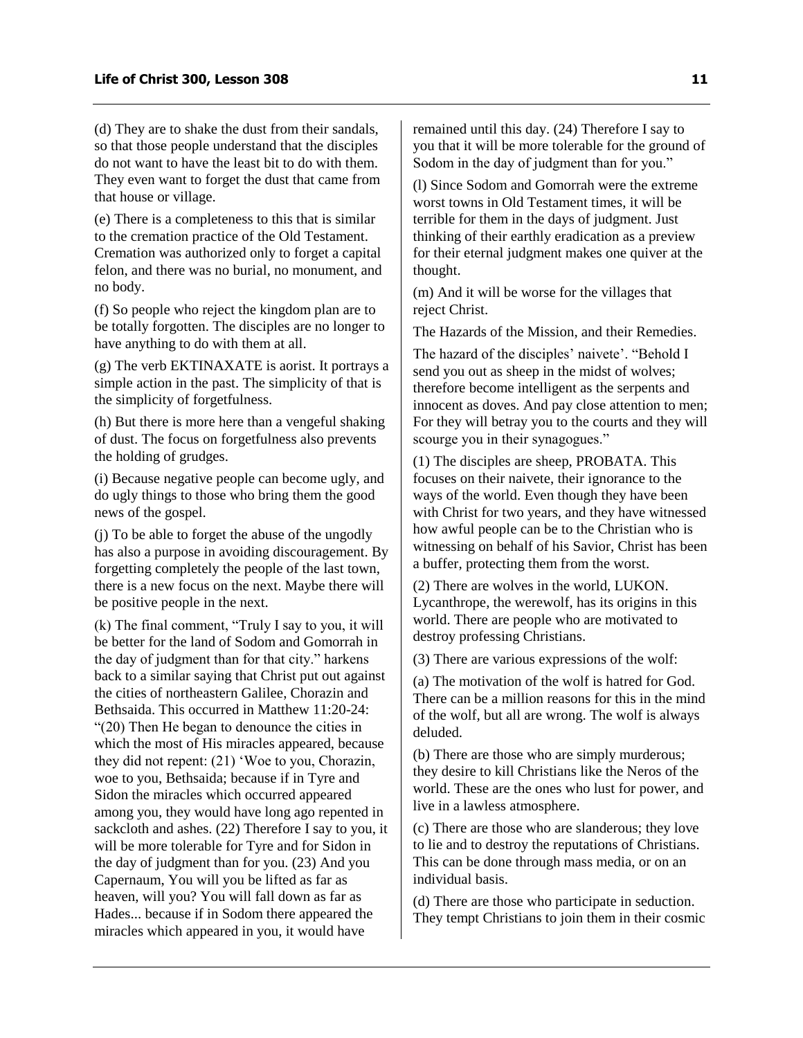(d) They are to shake the dust from their sandals, so that those people understand that the disciples do not want to have the least bit to do with them. They even want to forget the dust that came from that house or village.

(e) There is a completeness to this that is similar to the cremation practice of the Old Testament. Cremation was authorized only to forget a capital felon, and there was no burial, no monument, and no body.

(f) So people who reject the kingdom plan are to be totally forgotten. The disciples are no longer to have anything to do with them at all.

(g) The verb EKTINAXATE is aorist. It portrays a simple action in the past. The simplicity of that is the simplicity of forgetfulness.

(h) But there is more here than a vengeful shaking of dust. The focus on forgetfulness also prevents the holding of grudges.

(i) Because negative people can become ugly, and do ugly things to those who bring them the good news of the gospel.

(j) To be able to forget the abuse of the ungodly has also a purpose in avoiding discouragement. By forgetting completely the people of the last town, there is a new focus on the next. Maybe there will be positive people in the next.

(k) The final comment, "Truly I say to you, it will be better for the land of Sodom and Gomorrah in the day of judgment than for that city." harkens back to a similar saying that Christ put out against the cities of northeastern Galilee, Chorazin and Bethsaida. This occurred in Matthew 11:20-24: "(20) Then He began to denounce the cities in which the most of His miracles appeared, because they did not repent: (21) 'Woe to you, Chorazin, woe to you, Bethsaida; because if in Tyre and Sidon the miracles which occurred appeared among you, they would have long ago repented in sackcloth and ashes. (22) Therefore I say to you, it will be more tolerable for Tyre and for Sidon in the day of judgment than for you. (23) And you Capernaum, You will you be lifted as far as heaven, will you? You will fall down as far as Hades... because if in Sodom there appeared the miracles which appeared in you, it would have remained until this day. (24) Therefore I say to you that it will be more tolerable for the ground of Sodom in the day of judgment than for you."

(l) Since Sodom and Gomorrah were the extreme worst towns in Old Testament times, it will be terrible for them in the days of judgment. Just thinking of their earthly eradication as a preview for their eternal judgment makes one quiver at the thought.

(m) And it will be worse for the villages that reject Christ.

The Hazards of the Mission, and their Remedies.

The hazard of the disciples' naivete'. "Behold I send you out as sheep in the midst of wolves; therefore become intelligent as the serpents and innocent as doves. And pay close attention to men; For they will betray you to the courts and they will scourge you in their synagogues."

(1) The disciples are sheep, PROBATA. This focuses on their naivete, their ignorance to the ways of the world. Even though they have been with Christ for two years, and they have witnessed how awful people can be to the Christian who is witnessing on behalf of his Savior, Christ has been a buffer, protecting them from the worst.

(2) There are wolves in the world, LUKON. Lycanthrope, the werewolf, has its origins in this world. There are people who are motivated to destroy professing Christians.

(3) There are various expressions of the wolf:

(a) The motivation of the wolf is hatred for God. There can be a million reasons for this in the mind of the wolf, but all are wrong. The wolf is always deluded.

(b) There are those who are simply murderous; they desire to kill Christians like the Neros of the world. These are the ones who lust for power, and live in a lawless atmosphere.

(c) There are those who are slanderous; they love to lie and to destroy the reputations of Christians. This can be done through mass media, or on an individual basis.

(d) There are those who participate in seduction. They tempt Christians to join them in their cosmic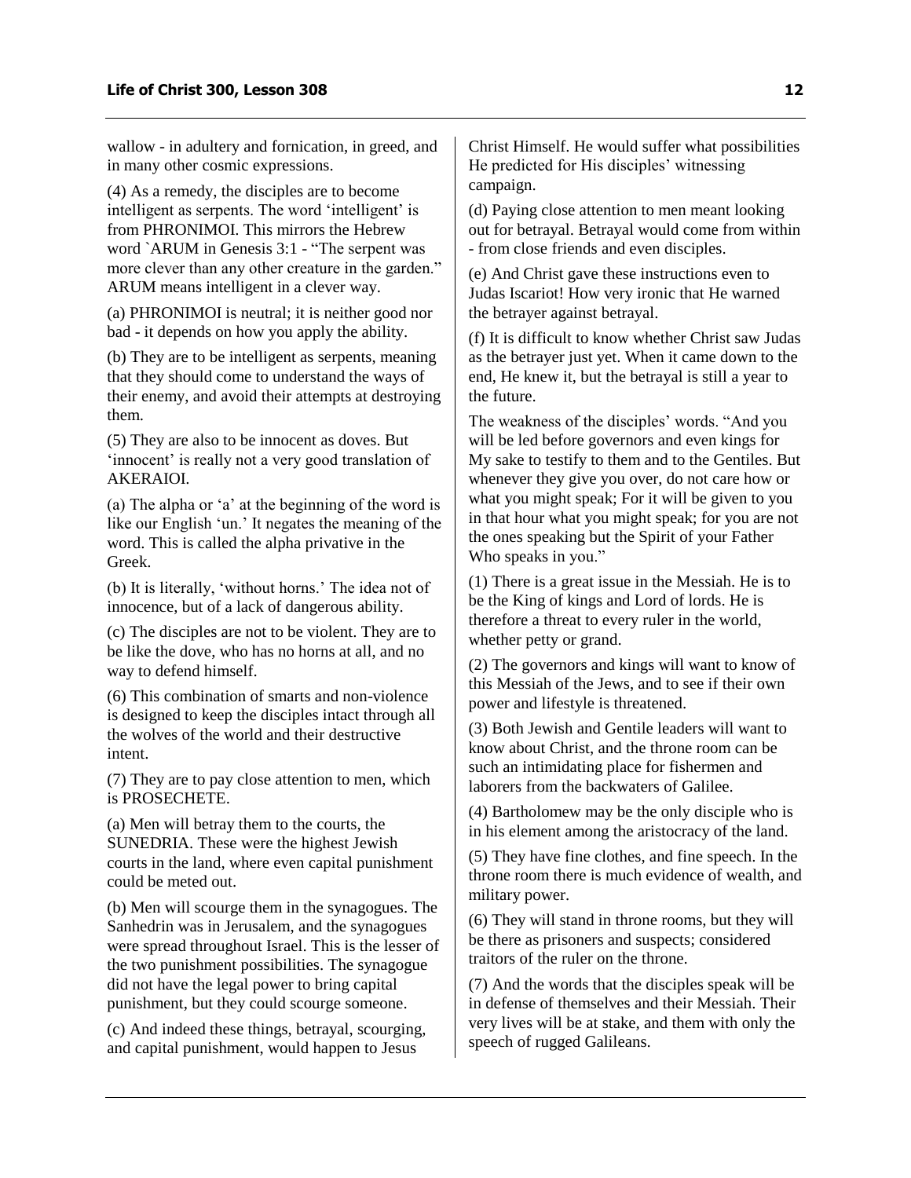wallow - in adultery and fornication, in greed, and in many other cosmic expressions.

(4) As a remedy, the disciples are to become intelligent as serpents. The word 'intelligent' is from PHRONIMOI. This mirrors the Hebrew word `ARUM in Genesis 3:1 - "The serpent was more clever than any other creature in the garden." ARUM means intelligent in a clever way.

(a) PHRONIMOI is neutral; it is neither good nor bad - it depends on how you apply the ability.

(b) They are to be intelligent as serpents, meaning that they should come to understand the ways of their enemy, and avoid their attempts at destroying them.

(5) They are also to be innocent as doves. But 'innocent' is really not a very good translation of AKERAIOI.

(a) The alpha or 'a' at the beginning of the word is like our English 'un.' It negates the meaning of the word. This is called the alpha privative in the Greek.

(b) It is literally, 'without horns.' The idea not of innocence, but of a lack of dangerous ability.

(c) The disciples are not to be violent. They are to be like the dove, who has no horns at all, and no way to defend himself.

(6) This combination of smarts and non-violence is designed to keep the disciples intact through all the wolves of the world and their destructive intent.

(7) They are to pay close attention to men, which is PROSECHETE.

(a) Men will betray them to the courts, the SUNEDRIA. These were the highest Jewish courts in the land, where even capital punishment could be meted out.

(b) Men will scourge them in the synagogues. The Sanhedrin was in Jerusalem, and the synagogues were spread throughout Israel. This is the lesser of the two punishment possibilities. The synagogue did not have the legal power to bring capital punishment, but they could scourge someone.

(c) And indeed these things, betrayal, scourging, and capital punishment, would happen to Jesus Christ Himself. He would suffer what possibilities He predicted for His disciples' witnessing campaign.

(d) Paying close attention to men meant looking out for betrayal. Betrayal would come from within - from close friends and even disciples.

(e) And Christ gave these instructions even to Judas Iscariot! How very ironic that He warned the betrayer against betrayal.

(f) It is difficult to know whether Christ saw Judas as the betrayer just yet. When it came down to the end, He knew it, but the betrayal is still a year to the future.

The weakness of the disciples' words. "And you will be led before governors and even kings for My sake to testify to them and to the Gentiles. But whenever they give you over, do not care how or what you might speak; For it will be given to you in that hour what you might speak; for you are not the ones speaking but the Spirit of your Father Who speaks in you."

(1) There is a great issue in the Messiah. He is to be the King of kings and Lord of lords. He is therefore a threat to every ruler in the world, whether petty or grand.

(2) The governors and kings will want to know of this Messiah of the Jews, and to see if their own power and lifestyle is threatened.

(3) Both Jewish and Gentile leaders will want to know about Christ, and the throne room can be such an intimidating place for fishermen and laborers from the backwaters of Galilee.

(4) Bartholomew may be the only disciple who is in his element among the aristocracy of the land.

(5) They have fine clothes, and fine speech. In the throne room there is much evidence of wealth, and military power.

(6) They will stand in throne rooms, but they will be there as prisoners and suspects; considered traitors of the ruler on the throne.

(7) And the words that the disciples speak will be in defense of themselves and their Messiah. Their very lives will be at stake, and them with only the speech of rugged Galileans.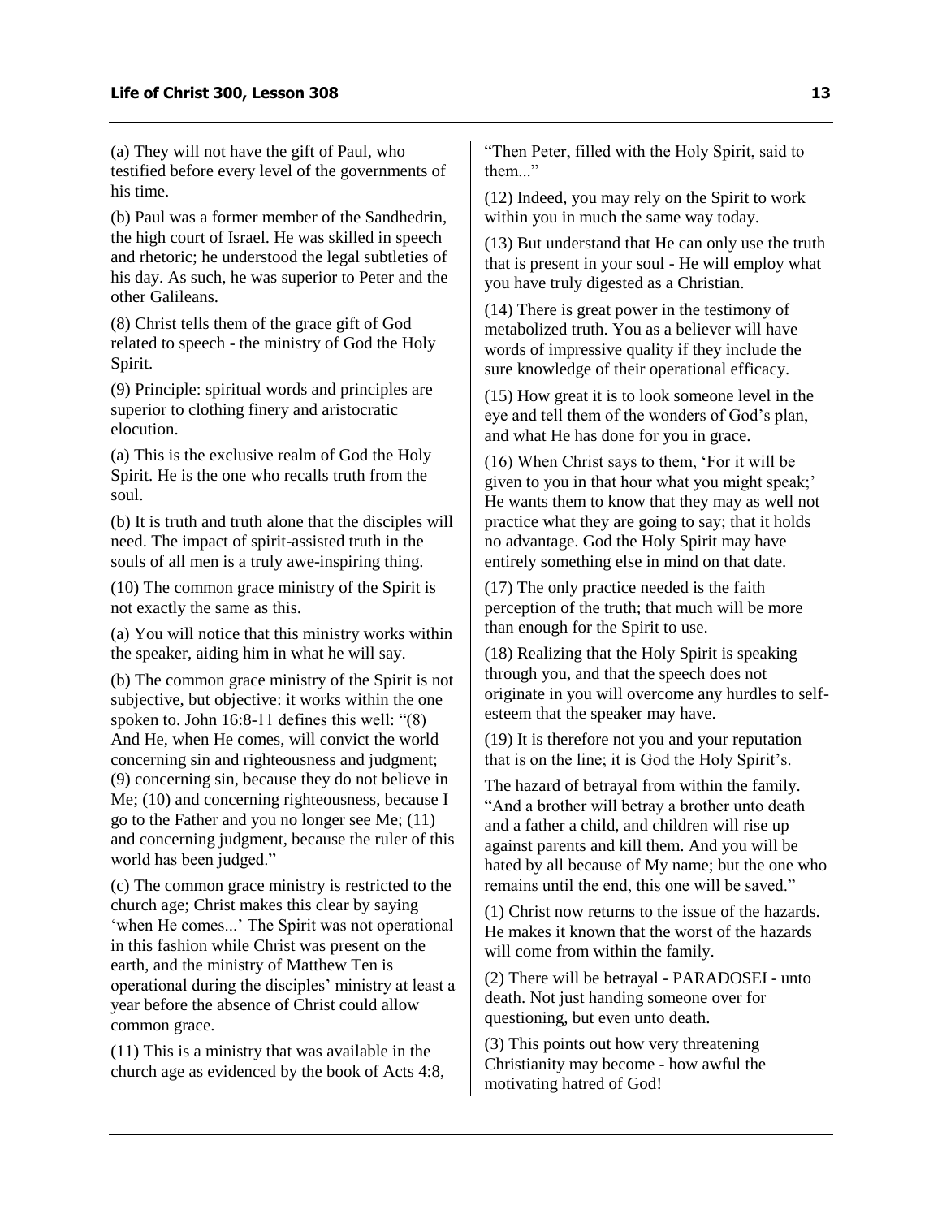(a) They will not have the gift of Paul, who testified before every level of the governments of his time.

(b) Paul was a former member of the Sandhedrin, the high court of Israel. He was skilled in speech and rhetoric; he understood the legal subtleties of his day. As such, he was superior to Peter and the other Galileans.

(8) Christ tells them of the grace gift of God related to speech - the ministry of God the Holy Spirit.

(9) Principle: spiritual words and principles are superior to clothing finery and aristocratic elocution.

(a) This is the exclusive realm of God the Holy Spirit. He is the one who recalls truth from the soul.

(b) It is truth and truth alone that the disciples will need. The impact of spirit-assisted truth in the souls of all men is a truly awe-inspiring thing.

(10) The common grace ministry of the Spirit is not exactly the same as this.

(a) You will notice that this ministry works within the speaker, aiding him in what he will say.

(b) The common grace ministry of the Spirit is not subjective, but objective: it works within the one spoken to. John 16:8-11 defines this well: "(8) And He, when He comes, will convict the world concerning sin and righteousness and judgment; (9) concerning sin, because they do not believe in Me; (10) and concerning righteousness, because I go to the Father and you no longer see Me; (11) and concerning judgment, because the ruler of this world has been judged."

(c) The common grace ministry is restricted to the church age; Christ makes this clear by saying 'when He comes...' The Spirit was not operational in this fashion while Christ was present on the earth, and the ministry of Matthew Ten is operational during the disciples' ministry at least a year before the absence of Christ could allow common grace.

(11) This is a ministry that was available in the church age as evidenced by the book of Acts 4:8, "Then Peter, filled with the Holy Spirit, said to them..."

(12) Indeed, you may rely on the Spirit to work within you in much the same way today.

(13) But understand that He can only use the truth that is present in your soul - He will employ what you have truly digested as a Christian.

(14) There is great power in the testimony of metabolized truth. You as a believer will have words of impressive quality if they include the sure knowledge of their operational efficacy.

(15) How great it is to look someone level in the eye and tell them of the wonders of God's plan, and what He has done for you in grace.

(16) When Christ says to them, 'For it will be given to you in that hour what you might speak;' He wants them to know that they may as well not practice what they are going to say; that it holds no advantage. God the Holy Spirit may have entirely something else in mind on that date.

(17) The only practice needed is the faith perception of the truth; that much will be more than enough for the Spirit to use.

(18) Realizing that the Holy Spirit is speaking through you, and that the speech does not originate in you will overcome any hurdles to self-esteem that the speaker may have.

(19) It is therefore not you and your reputation that is on the line; it is God the Holy Spirit's.

The hazard of betrayal from within the family. "And a brother will betray a brother unto death and a father a child, and children will rise up against parents and kill them. And you will be hated by all because of My name; but the one who remains until the end, this one will be saved."

(1) Christ now returns to the issue of the hazards. He makes it known that the worst of the hazards will come from within the family.

(2) There will be betrayal - PARADOSEI - unto death. Not just handing someone over for questioning, but even unto death.

(3) This points out how very threatening Christianity may become - how awful the motivating hatred of God!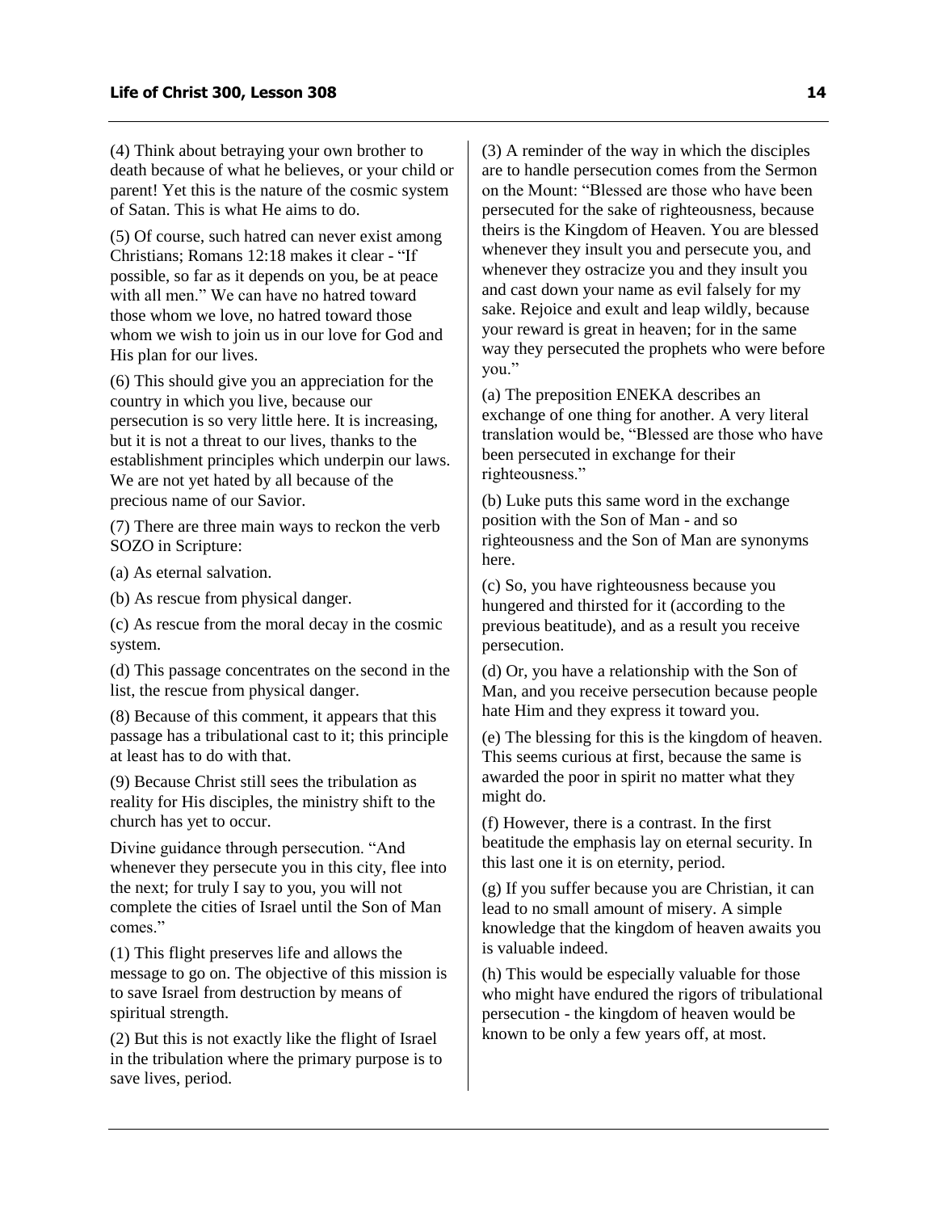(4) Think about betraying your own brother to death because of what he believes, or your child or parent! Yet this is the nature of the cosmic system of Satan. This is what He aims to do.

(5) Of course, such hatred can never exist among Christians; Romans 12:18 makes it clear - "If possible, so far as it depends on you, be at peace with all men." We can have no hatred toward those whom we love, no hatred toward those whom we wish to join us in our love for God and His plan for our lives.

(6) This should give you an appreciation for the country in which you live, because our persecution is so very little here. It is increasing, but it is not a threat to our lives, thanks to the establishment principles which underpin our laws. We are not yet hated by all because of the precious name of our Savior.

(7) There are three main ways to reckon the verb SOZO in Scripture:

(a) As eternal salvation.

(b) As rescue from physical danger.

(c) As rescue from the moral decay in the cosmic system.

(d) This passage concentrates on the second in the list, the rescue from physical danger.

(8) Because of this comment, it appears that this passage has a tribulational cast to it; this principle at least has to do with that.

(9) Because Christ still sees the tribulation as reality for His disciples, the ministry shift to the church has yet to occur.

Divine guidance through persecution. "And whenever they persecute you in this city, flee into the next; for truly I say to you, you will not complete the cities of Israel until the Son of Man comes."

(1) This flight preserves life and allows the message to go on. The objective of this mission is to save Israel from destruction by means of spiritual strength.

(2) But this is not exactly like the flight of Israel in the tribulation where the primary purpose is to save lives, period.

(3) A reminder of the way in which the disciples are to handle persecution comes from the Sermon on the Mount: "Blessed are those who have been persecuted for the sake of righteousness, because theirs is the Kingdom of Heaven. You are blessed whenever they insult you and persecute you, and whenever they ostracize you and they insult you and cast down your name as evil falsely for my sake. Rejoice and exult and leap wildly, because your reward is great in heaven; for in the same way they persecuted the prophets who were before you."

(a) The preposition ENEKA describes an exchange of one thing for another. A very literal translation would be, "Blessed are those who have been persecuted in exchange for their righteousness."

(b) Luke puts this same word in the exchange position with the Son of Man - and so righteousness and the Son of Man are synonyms here.

(c) So, you have righteousness because you hungered and thirsted for it (according to the previous beatitude), and as a result you receive persecution.

(d) Or, you have a relationship with the Son of Man, and you receive persecution because people hate Him and they express it toward you.

(e) The blessing for this is the kingdom of heaven. This seems curious at first, because the same is awarded the poor in spirit no matter what they might do.

(f) However, there is a contrast. In the first beatitude the emphasis lay on eternal security. In this last one it is on eternity, period.

(g) If you suffer because you are Christian, it can lead to no small amount of misery. A simple knowledge that the kingdom of heaven awaits you is valuable indeed.

(h) This would be especially valuable for those who might have endured the rigors of tribulational persecution - the kingdom of heaven would be known to be only a few years off, at most.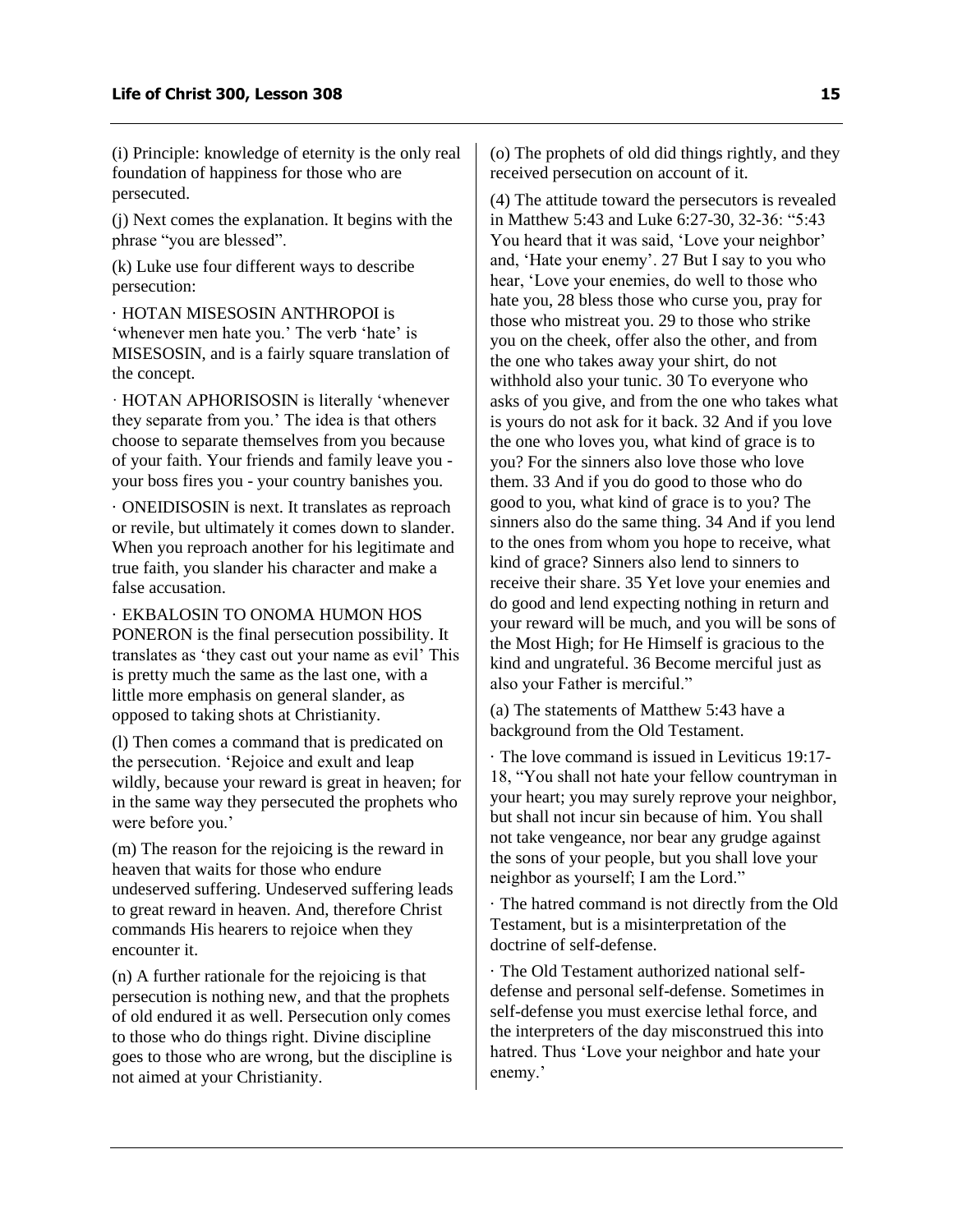(i) Principle: knowledge of eternity is the only real foundation of happiness for those who are persecuted.

(j) Next comes the explanation. It begins with the phrase "you are blessed".

(k) Luke use four different ways to describe persecution:

· HOTAN MISESOSIN ANTHROPOI is 'whenever men hate you.' The verb 'hate' is MISESOSIN, and is a fairly square translation of the concept.

· HOTAN APHORISOSIN is literally 'whenever they separate from you.' The idea is that others choose to separate themselves from you because of your faith. Your friends and family leave you - your boss fires you - your country banishes you.

· ONEIDISOSIN is next. It translates as reproach or revile, but ultimately it comes down to slander. When you reproach another for his legitimate and true faith, you slander his character and make a false accusation.

· EKBALOSIN TO ONOMA HUMON HOS PONERON is the final persecution possibility. It translates as 'they cast out your name as evil' This is pretty much the same as the last one, with a little more emphasis on general slander, as opposed to taking shots at Christianity.

(l) Then comes a command that is predicated on the persecution. 'Rejoice and exult and leap wildly, because your reward is great in heaven; for in the same way they persecuted the prophets who were before you.'

(m) The reason for the rejoicing is the reward in heaven that waits for those who endure undeserved suffering. Undeserved suffering leads to great reward in heaven. And, therefore Christ commands His hearers to rejoice when they encounter it.

(n) A further rationale for the rejoicing is that persecution is nothing new, and that the prophets of old endured it as well. Persecution only comes to those who do things right. Divine discipline goes to those who are wrong, but the discipline is not aimed at your Christianity.

(o) The prophets of old did things rightly, and they received persecution on account of it.

(4) The attitude toward the persecutors is revealed in Matthew 5:43 and Luke 6:27-30, 32-36: "5:43 You heard that it was said, 'Love your neighbor' and, 'Hate your enemy'. 27 But I say to you who hear, 'Love your enemies, do well to those who hate you, 28 bless those who curse you, pray for those who mistreat you. 29 to those who strike you on the cheek, offer also the other, and from the one who takes away your shirt, do not withhold also your tunic. 30 To everyone who asks of you give, and from the one who takes what is yours do not ask for it back. 32 And if you love the one who loves you, what kind of grace is to you? For the sinners also love those who love them. 33 And if you do good to those who do good to you, what kind of grace is to you? The sinners also do the same thing. 34 And if you lend to the ones from whom you hope to receive, what kind of grace? Sinners also lend to sinners to receive their share. 35 Yet love your enemies and do good and lend expecting nothing in return and your reward will be much, and you will be sons of the Most High; for He Himself is gracious to the kind and ungrateful. 36 Become merciful just as also your Father is merciful."

(a) The statements of Matthew 5:43 have a background from the Old Testament.

· The love command is issued in Leviticus 19:17-18, "You shall not hate your fellow countryman in your heart; you may surely reprove your neighbor, but shall not incur sin because of him. You shall not take vengeance, nor bear any grudge against the sons of your people, but you shall love your neighbor as yourself; I am the Lord."

· The hatred command is not directly from the Old Testament, but is a misinterpretation of the doctrine of self-defense.

· The Old Testament authorized national self-defense and personal self-defense. Sometimes in self-defense you must exercise lethal force, and the interpreters of the day misconstrued this into hatred. Thus 'Love your neighbor and hate your enemy.'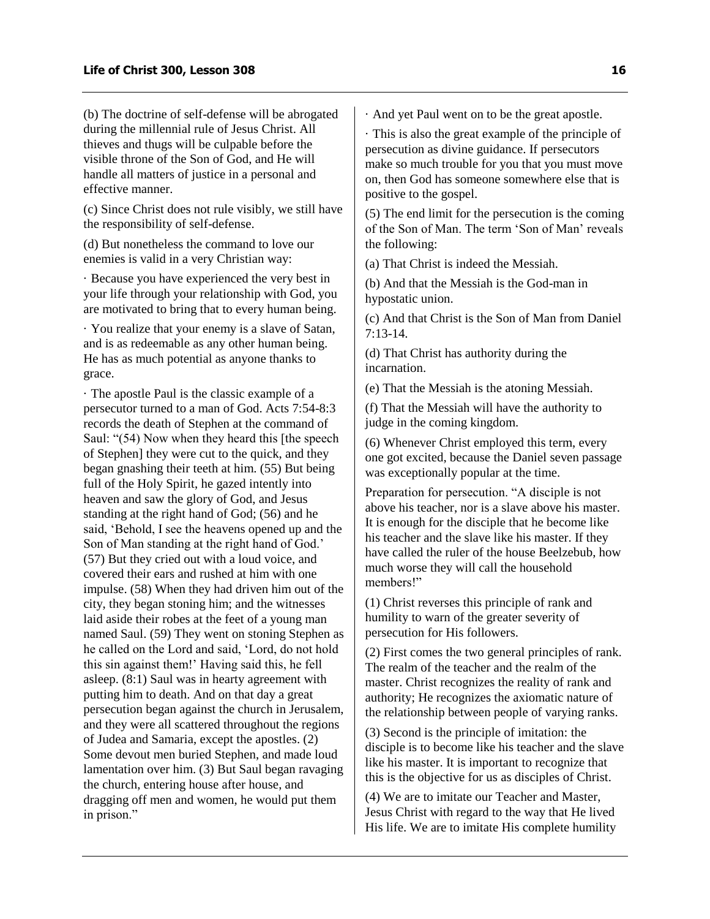(b) The doctrine of self-defense will be abrogated during the millennial rule of Jesus Christ. All thieves and thugs will be culpable before the visible throne of the Son of God, and He will handle all matters of justice in a personal and effective manner.

(c) Since Christ does not rule visibly, we still have the responsibility of self-defense.

(d) But nonetheless the command to love our enemies is valid in a very Christian way:

· Because you have experienced the very best in your life through your relationship with God, you are motivated to bring that to every human being.

· You realize that your enemy is a slave of Satan, and is as redeemable as any other human being. He has as much potential as anyone thanks to grace.

· The apostle Paul is the classic example of a persecutor turned to a man of God. Acts 7:54-8:3 records the death of Stephen at the command of Saul: "(54) Now when they heard this [the speech of Stephen] they were cut to the quick, and they began gnashing their teeth at him. (55) But being full of the Holy Spirit, he gazed intently into heaven and saw the glory of God, and Jesus standing at the right hand of God; (56) and he said, 'Behold, I see the heavens opened up and the Son of Man standing at the right hand of God.' (57) But they cried out with a loud voice, and covered their ears and rushed at him with one impulse. (58) When they had driven him out of the city, they began stoning him; and the witnesses laid aside their robes at the feet of a young man named Saul. (59) They went on stoning Stephen as he called on the Lord and said, 'Lord, do not hold this sin against them!' Having said this, he fell asleep. (8:1) Saul was in hearty agreement with putting him to death. And on that day a great persecution began against the church in Jerusalem, and they were all scattered throughout the regions of Judea and Samaria, except the apostles. (2) Some devout men buried Stephen, and made loud lamentation over him. (3) But Saul began ravaging the church, entering house after house, and dragging off men and women, he would put them in prison."

· And yet Paul went on to be the great apostle.

· This is also the great example of the principle of persecution as divine guidance. If persecutors make so much trouble for you that you must move on, then God has someone somewhere else that is positive to the gospel.

(5) The end limit for the persecution is the coming of the Son of Man. The term 'Son of Man' reveals the following:

(a) That Christ is indeed the Messiah.

(b) And that the Messiah is the God-man in hypostatic union.

(c) And that Christ is the Son of Man from Daniel 7:13-14.

(d) That Christ has authority during the incarnation.

(e) That the Messiah is the atoning Messiah.

(f) That the Messiah will have the authority to judge in the coming kingdom.

(6) Whenever Christ employed this term, every one got excited, because the Daniel seven passage was exceptionally popular at the time.

Preparation for persecution. "A disciple is not above his teacher, nor is a slave above his master. It is enough for the disciple that he become like his teacher and the slave like his master. If they have called the ruler of the house Beelzebub, how much worse they will call the household members!"

(1) Christ reverses this principle of rank and humility to warn of the greater severity of persecution for His followers.

(2) First comes the two general principles of rank. The realm of the teacher and the realm of the master. Christ recognizes the reality of rank and authority; He recognizes the axiomatic nature of the relationship between people of varying ranks.

(3) Second is the principle of imitation: the disciple is to become like his teacher and the slave like his master. It is important to recognize that this is the objective for us as disciples of Christ.

(4) We are to imitate our Teacher and Master, Jesus Christ with regard to the way that He lived His life. We are to imitate His complete humility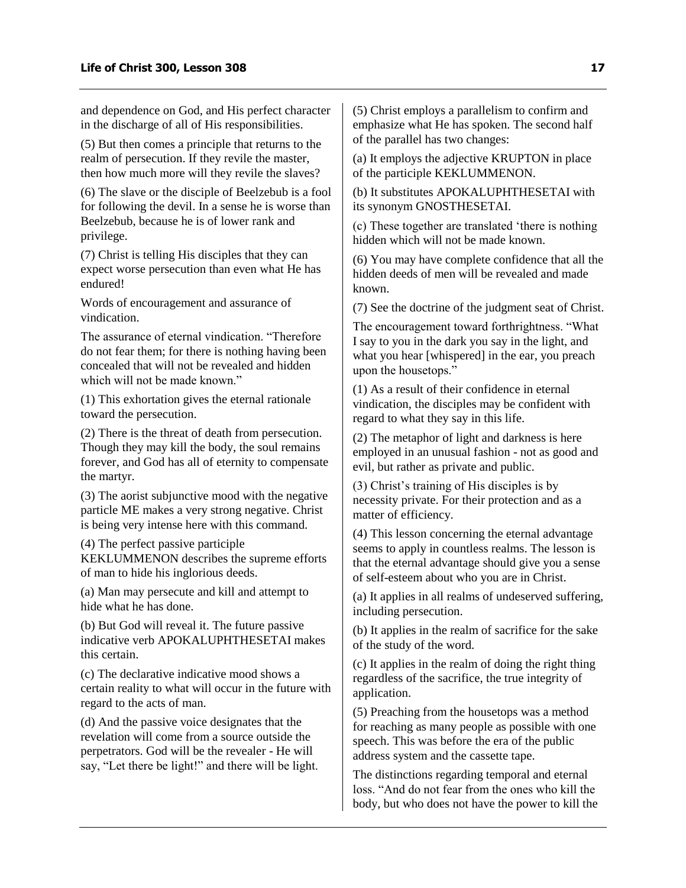and dependence on God, and His perfect character in the discharge of all of His responsibilities.

(5) But then comes a principle that returns to the realm of persecution. If they revile the master, then how much more will they revile the slaves?

(6) The slave or the disciple of Beelzebub is a fool for following the devil. In a sense he is worse than Beelzebub, because he is of lower rank and privilege.

(7) Christ is telling His disciples that they can expect worse persecution than even what He has endured!

Words of encouragement and assurance of vindication.

The assurance of eternal vindication. "Therefore do not fear them; for there is nothing having been concealed that will not be revealed and hidden which will not be made known."

(1) This exhortation gives the eternal rationale toward the persecution.

(2) There is the threat of death from persecution. Though they may kill the body, the soul remains forever, and God has all of eternity to compensate the martyr.

(3) The aorist subjunctive mood with the negative particle ME makes a very strong negative. Christ is being very intense here with this command.

(4) The perfect passive participle KEKLUMMENON describes the supreme efforts of man to hide his inglorious deeds.

(a) Man may persecute and kill and attempt to hide what he has done.

(b) But God will reveal it. The future passive indicative verb APOKALUPHTHESETAI makes this certain.

(c) The declarative indicative mood shows a certain reality to what will occur in the future with regard to the acts of man.

(d) And the passive voice designates that the revelation will come from a source outside the perpetrators. God will be the revealer - He will say, "Let there be light!" and there will be light.

(5) Christ employs a parallelism to confirm and emphasize what He has spoken. The second half of the parallel has two changes:

(a) It employs the adjective KRUPTON in place of the participle KEKLUMMENON.

(b) It substitutes APOKALUPHTHESETAI with its synonym GNOSTHESETAI.

(c) These together are translated 'there is nothing hidden which will not be made known.

(6) You may have complete confidence that all the hidden deeds of men will be revealed and made known.

(7) See the doctrine of the judgment seat of Christ.

The encouragement toward forthrightness. "What I say to you in the dark you say in the light, and what you hear [whispered] in the ear, you preach upon the housetops."

(1) As a result of their confidence in eternal vindication, the disciples may be confident with regard to what they say in this life.

(2) The metaphor of light and darkness is here employed in an unusual fashion - not as good and evil, but rather as private and public.

(3) Christ's training of His disciples is by necessity private. For their protection and as a matter of efficiency.

(4) This lesson concerning the eternal advantage seems to apply in countless realms. The lesson is that the eternal advantage should give you a sense of self-esteem about who you are in Christ.

(a) It applies in all realms of undeserved suffering, including persecution.

(b) It applies in the realm of sacrifice for the sake of the study of the word.

(c) It applies in the realm of doing the right thing regardless of the sacrifice, the true integrity of application.

(5) Preaching from the housetops was a method for reaching as many people as possible with one speech. This was before the era of the public address system and the cassette tape.

The distinctions regarding temporal and eternal loss. "And do not fear from the ones who kill the body, but who does not have the power to kill the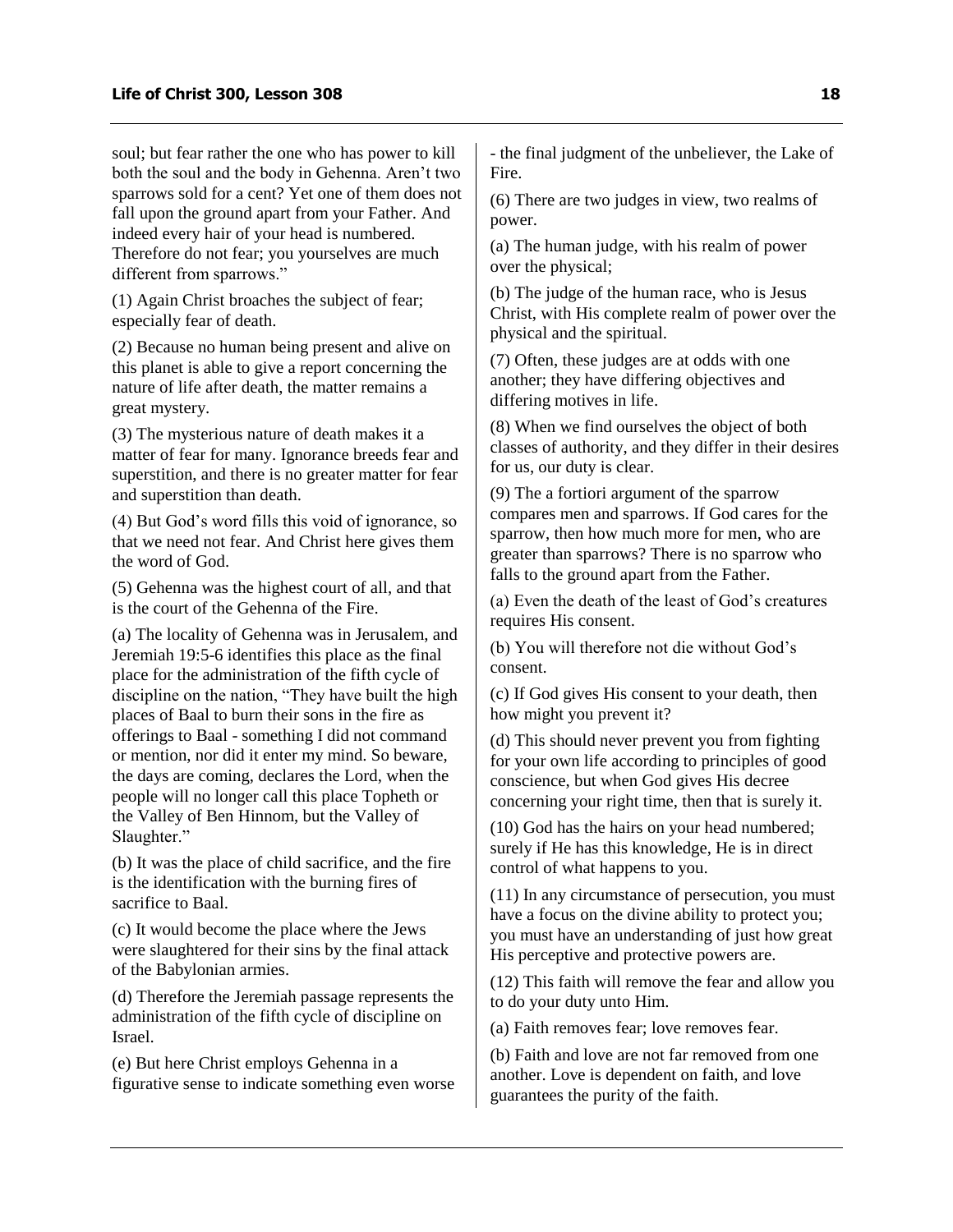soul; but fear rather the one who has power to kill both the soul and the body in Gehenna. Aren't two sparrows sold for a cent? Yet one of them does not fall upon the ground apart from your Father. And indeed every hair of your head is numbered. Therefore do not fear; you yourselves are much different from sparrows."

(1) Again Christ broaches the subject of fear; especially fear of death.

(2) Because no human being present and alive on this planet is able to give a report concerning the nature of life after death, the matter remains a great mystery.

(3) The mysterious nature of death makes it a matter of fear for many. Ignorance breeds fear and superstition, and there is no greater matter for fear and superstition than death.

(4) But God's word fills this void of ignorance, so that we need not fear. And Christ here gives them the word of God.

(5) Gehenna was the highest court of all, and that is the court of the Gehenna of the Fire.

(a) The locality of Gehenna was in Jerusalem, and Jeremiah 19:5-6 identifies this place as the final place for the administration of the fifth cycle of discipline on the nation, "They have built the high places of Baal to burn their sons in the fire as offerings to Baal - something I did not command or mention, nor did it enter my mind. So beware, the days are coming, declares the Lord, when the people will no longer call this place Topheth or the Valley of Ben Hinnom, but the Valley of Slaughter."

(b) It was the place of child sacrifice, and the fire is the identification with the burning fires of sacrifice to Baal.

(c) It would become the place where the Jews were slaughtered for their sins by the final attack of the Babylonian armies.

(d) Therefore the Jeremiah passage represents the administration of the fifth cycle of discipline on Israel.

(e) But here Christ employs Gehenna in a figurative sense to indicate something even worse - the final judgment of the unbeliever, the Lake of Fire.

(6) There are two judges in view, two realms of power.

(a) The human judge, with his realm of power over the physical;

(b) The judge of the human race, who is Jesus Christ, with His complete realm of power over the physical and the spiritual.

(7) Often, these judges are at odds with one another; they have differing objectives and differing motives in life.

(8) When we find ourselves the object of both classes of authority, and they differ in their desires for us, our duty is clear.

(9) The a fortiori argument of the sparrow compares men and sparrows. If God cares for the sparrow, then how much more for men, who are greater than sparrows? There is no sparrow who falls to the ground apart from the Father.

(a) Even the death of the least of God's creatures requires His consent.

(b) You will therefore not die without God's consent.

(c) If God gives His consent to your death, then how might you prevent it?

(d) This should never prevent you from fighting for your own life according to principles of good conscience, but when God gives His decree concerning your right time, then that is surely it.

(10) God has the hairs on your head numbered; surely if He has this knowledge, He is in direct control of what happens to you.

(11) In any circumstance of persecution, you must have a focus on the divine ability to protect you; you must have an understanding of just how great His perceptive and protective powers are.

(12) This faith will remove the fear and allow you to do your duty unto Him.

(a) Faith removes fear; love removes fear.

(b) Faith and love are not far removed from one another. Love is dependent on faith, and love guarantees the purity of the faith.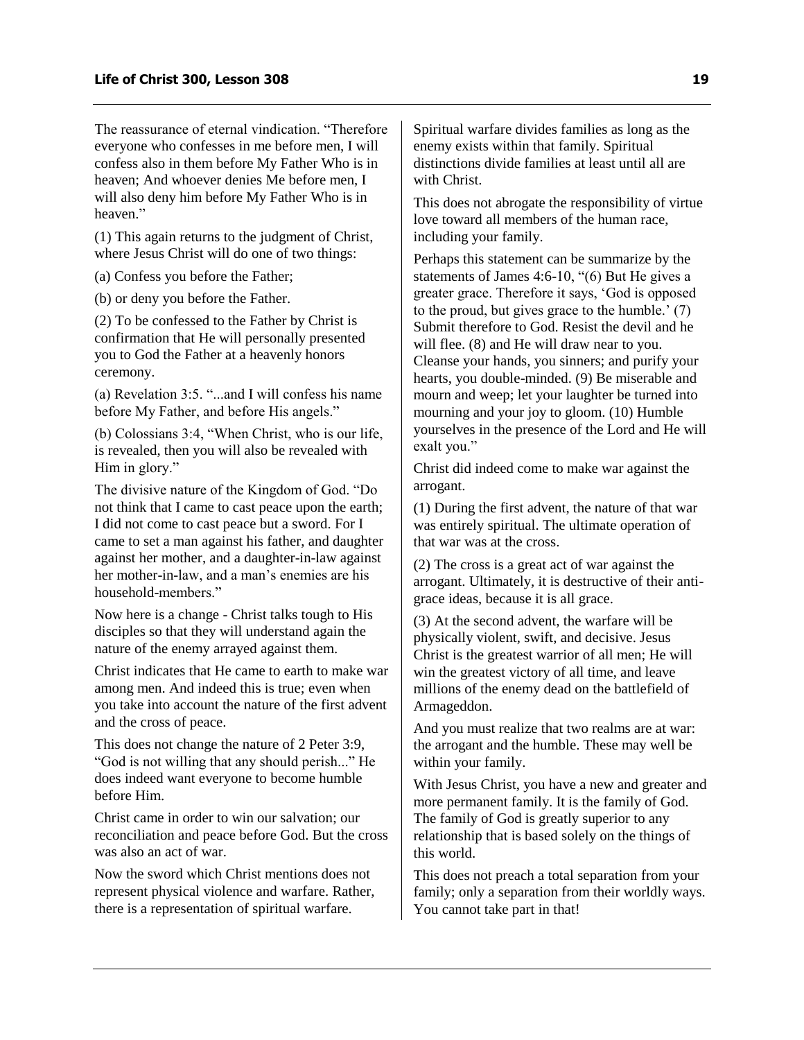The reassurance of eternal vindication. "Therefore everyone who confesses in me before men, I will confess also in them before My Father Who is in heaven; And whoever denies Me before men, I will also deny him before My Father Who is in heaven."

(1) This again returns to the judgment of Christ, where Jesus Christ will do one of two things:

(a) Confess you before the Father;

(b) or deny you before the Father.

(2) To be confessed to the Father by Christ is confirmation that He will personally presented you to God the Father at a heavenly honors ceremony.

(a) Revelation 3:5. "...and I will confess his name before My Father, and before His angels."

(b) Colossians 3:4, "When Christ, who is our life, is revealed, then you will also be revealed with Him in glory."

The divisive nature of the Kingdom of God. "Do not think that I came to cast peace upon the earth; I did not come to cast peace but a sword. For I came to set a man against his father, and daughter against her mother, and a daughter-in-law against her mother-in-law, and a man's enemies are his household-members."

Now here is a change - Christ talks tough to His disciples so that they will understand again the nature of the enemy arrayed against them.

Christ indicates that He came to earth to make war among men. And indeed this is true; even when you take into account the nature of the first advent and the cross of peace.

This does not change the nature of 2 Peter 3:9, "God is not willing that any should perish..." He does indeed want everyone to become humble before Him.

Christ came in order to win our salvation; our reconciliation and peace before God. But the cross was also an act of war.

Now the sword which Christ mentions does not represent physical violence and warfare. Rather, there is a representation of spiritual warfare.

Spiritual warfare divides families as long as the enemy exists within that family. Spiritual distinctions divide families at least until all are with Christ.

This does not abrogate the responsibility of virtue love toward all members of the human race, including your family.

Perhaps this statement can be summarize by the statements of James 4:6-10, "(6) But He gives a greater grace. Therefore it says, 'God is opposed to the proud, but gives grace to the humble.' (7) Submit therefore to God. Resist the devil and he will flee. (8) and He will draw near to you. Cleanse your hands, you sinners; and purify your hearts, you double-minded. (9) Be miserable and mourn and weep; let your laughter be turned into mourning and your joy to gloom. (10) Humble yourselves in the presence of the Lord and He will exalt you."

Christ did indeed come to make war against the arrogant.

(1) During the first advent, the nature of that war was entirely spiritual. The ultimate operation of that war was at the cross.

(2) The cross is a great act of war against the arrogant. Ultimately, it is destructive of their anti-grace ideas, because it is all grace.

(3) At the second advent, the warfare will be physically violent, swift, and decisive. Jesus Christ is the greatest warrior of all men; He will win the greatest victory of all time, and leave millions of the enemy dead on the battlefield of Armageddon.

And you must realize that two realms are at war: the arrogant and the humble. These may well be within your family.

With Jesus Christ, you have a new and greater and more permanent family. It is the family of God. The family of God is greatly superior to any relationship that is based solely on the things of this world.

This does not preach a total separation from your family; only a separation from their worldly ways. You cannot take part in that!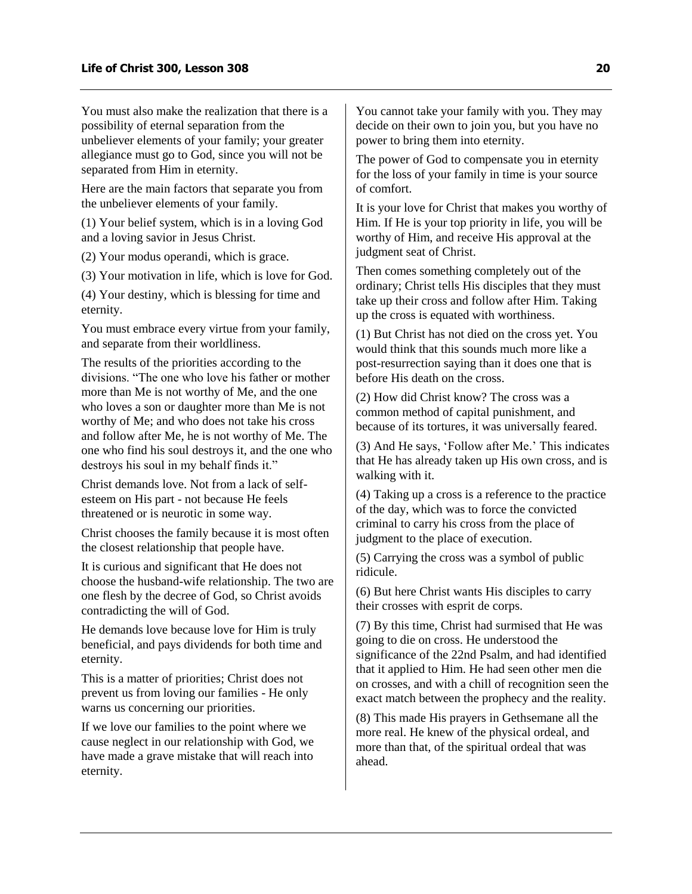You must also make the realization that there is a possibility of eternal separation from the unbeliever elements of your family; your greater allegiance must go to God, since you will not be separated from Him in eternity.

Here are the main factors that separate you from the unbeliever elements of your family.

(1) Your belief system, which is in a loving God and a loving savior in Jesus Christ.

(2) Your modus operandi, which is grace.

(3) Your motivation in life, which is love for God.

(4) Your destiny, which is blessing for time and eternity.

You must embrace every virtue from your family, and separate from their worldliness.

The results of the priorities according to the divisions. "The one who love his father or mother more than Me is not worthy of Me, and the one who loves a son or daughter more than Me is not worthy of Me; and who does not take his cross and follow after Me, he is not worthy of Me. The one who find his soul destroys it, and the one who destroys his soul in my behalf finds it."

Christ demands love. Not from a lack of self-esteem on His part - not because He feels threatened or is neurotic in some way.

Christ chooses the family because it is most often the closest relationship that people have.

It is curious and significant that He does not choose the husband-wife relationship. The two are one flesh by the decree of God, so Christ avoids contradicting the will of God.

He demands love because love for Him is truly beneficial, and pays dividends for both time and eternity.

This is a matter of priorities; Christ does not prevent us from loving our families - He only warns us concerning our priorities.

If we love our families to the point where we cause neglect in our relationship with God, we have made a grave mistake that will reach into eternity.

You cannot take your family with you. They may decide on their own to join you, but you have no power to bring them into eternity.

The power of God to compensate you in eternity for the loss of your family in time is your source of comfort.

It is your love for Christ that makes you worthy of Him. If He is your top priority in life, you will be worthy of Him, and receive His approval at the judgment seat of Christ.

Then comes something completely out of the ordinary; Christ tells His disciples that they must take up their cross and follow after Him. Taking up the cross is equated with worthiness.

(1) But Christ has not died on the cross yet. You would think that this sounds much more like a post-resurrection saying than it does one that is before His death on the cross.

(2) How did Christ know? The cross was a common method of capital punishment, and because of its tortures, it was universally feared.

(3) And He says, 'Follow after Me.' This indicates that He has already taken up His own cross, and is walking with it.

(4) Taking up a cross is a reference to the practice of the day, which was to force the convicted criminal to carry his cross from the place of judgment to the place of execution.

(5) Carrying the cross was a symbol of public ridicule.

(6) But here Christ wants His disciples to carry their crosses with esprit de corps.

(7) By this time, Christ had surmised that He was going to die on cross. He understood the significance of the 22nd Psalm, and had identified that it applied to Him. He had seen other men die on crosses, and with a chill of recognition seen the exact match between the prophecy and the reality.

(8) This made His prayers in Gethsemane all the more real. He knew of the physical ordeal, and more than that, of the spiritual ordeal that was ahead.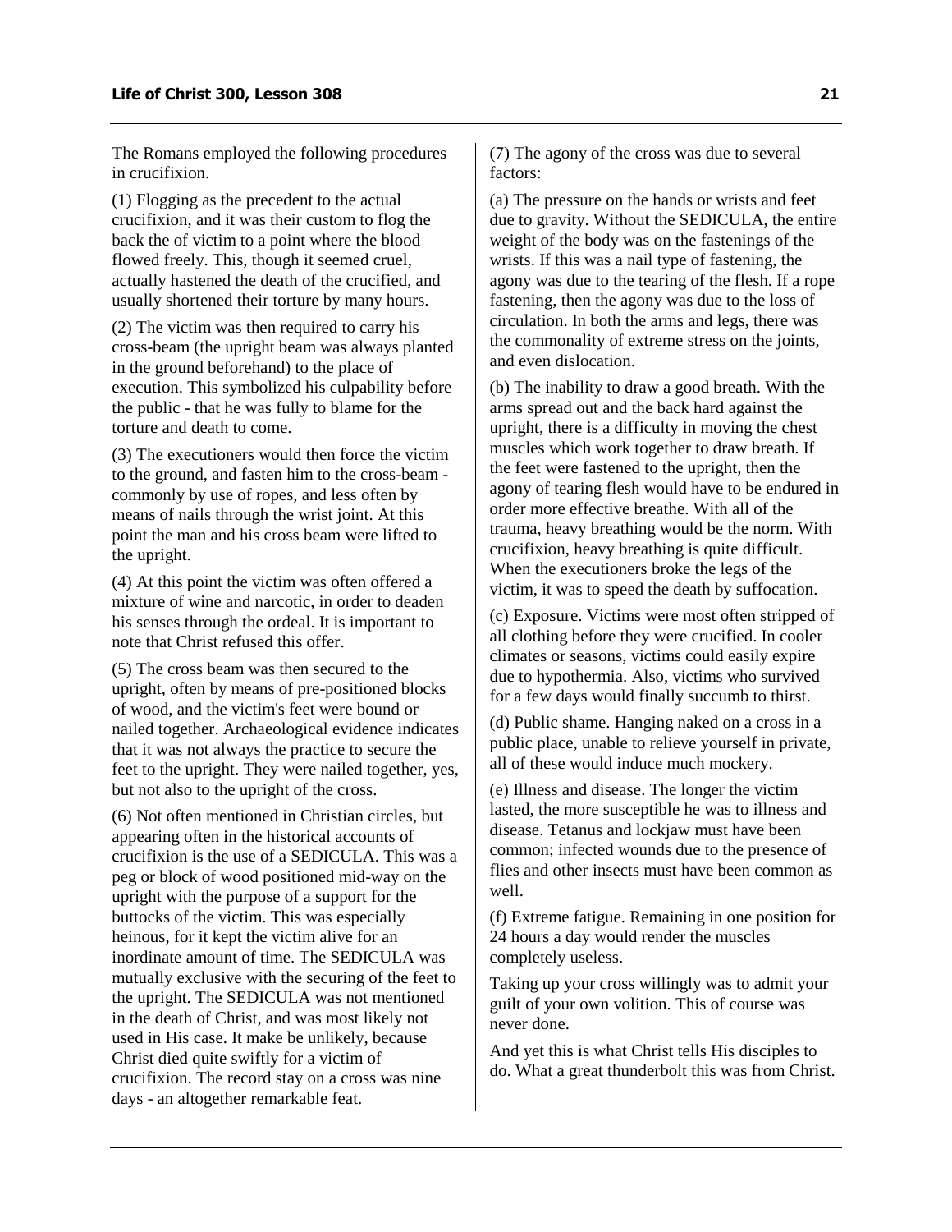The Romans employed the following procedures in crucifixion.

(1) Flogging as the precedent to the actual crucifixion, and it was their custom to flog the back the of victim to a point where the blood flowed freely. This, though it seemed cruel, actually hastened the death of the crucified, and usually shortened their torture by many hours.

(2) The victim was then required to carry his cross-beam (the upright beam was always planted in the ground beforehand) to the place of execution. This symbolized his culpability before the public - that he was fully to blame for the torture and death to come.

(3) The executioners would then force the victim to the ground, and fasten him to the cross-beam - commonly by use of ropes, and less often by means of nails through the wrist joint. At this point the man and his cross beam were lifted to the upright.

(4) At this point the victim was often offered a mixture of wine and narcotic, in order to deaden his senses through the ordeal. It is important to note that Christ refused this offer.

(5) The cross beam was then secured to the upright, often by means of pre-positioned blocks of wood, and the victim's feet were bound or nailed together. Archaeological evidence indicates that it was not always the practice to secure the feet to the upright. They were nailed together, yes, but not also to the upright of the cross.

(6) Not often mentioned in Christian circles, but appearing often in the historical accounts of crucifixion is the use of a SEDICULA. This was a peg or block of wood positioned mid-way on the upright with the purpose of a support for the buttocks of the victim. This was especially heinous, for it kept the victim alive for an inordinate amount of time. The SEDICULA was mutually exclusive with the securing of the feet to the upright. The SEDICULA was not mentioned in the death of Christ, and was most likely not used in His case. It make be unlikely, because Christ died quite swiftly for a victim of crucifixion. The record stay on a cross was nine days - an altogether remarkable feat.

(7) The agony of the cross was due to several factors:

(a) The pressure on the hands or wrists and feet due to gravity. Without the SEDICULA, the entire weight of the body was on the fastenings of the wrists. If this was a nail type of fastening, the agony was due to the tearing of the flesh. If a rope fastening, then the agony was due to the loss of circulation. In both the arms and legs, there was the commonality of extreme stress on the joints, and even dislocation.

(b) The inability to draw a good breath. With the arms spread out and the back hard against the upright, there is a difficulty in moving the chest muscles which work together to draw breath. If the feet were fastened to the upright, then the agony of tearing flesh would have to be endured in order more effective breathe. With all of the trauma, heavy breathing would be the norm. With crucifixion, heavy breathing is quite difficult. When the executioners broke the legs of the victim, it was to speed the death by suffocation.

(c) Exposure. Victims were most often stripped of all clothing before they were crucified. In cooler climates or seasons, victims could easily expire due to hypothermia. Also, victims who survived for a few days would finally succumb to thirst.

(d) Public shame. Hanging naked on a cross in a public place, unable to relieve yourself in private, all of these would induce much mockery.

(e) Illness and disease. The longer the victim lasted, the more susceptible he was to illness and disease. Tetanus and lockjaw must have been common; infected wounds due to the presence of flies and other insects must have been common as well.

(f) Extreme fatigue. Remaining in one position for 24 hours a day would render the muscles completely useless.

Taking up your cross willingly was to admit your guilt of your own volition. This of course was never done.

And yet this is what Christ tells His disciples to do. What a great thunderbolt this was from Christ.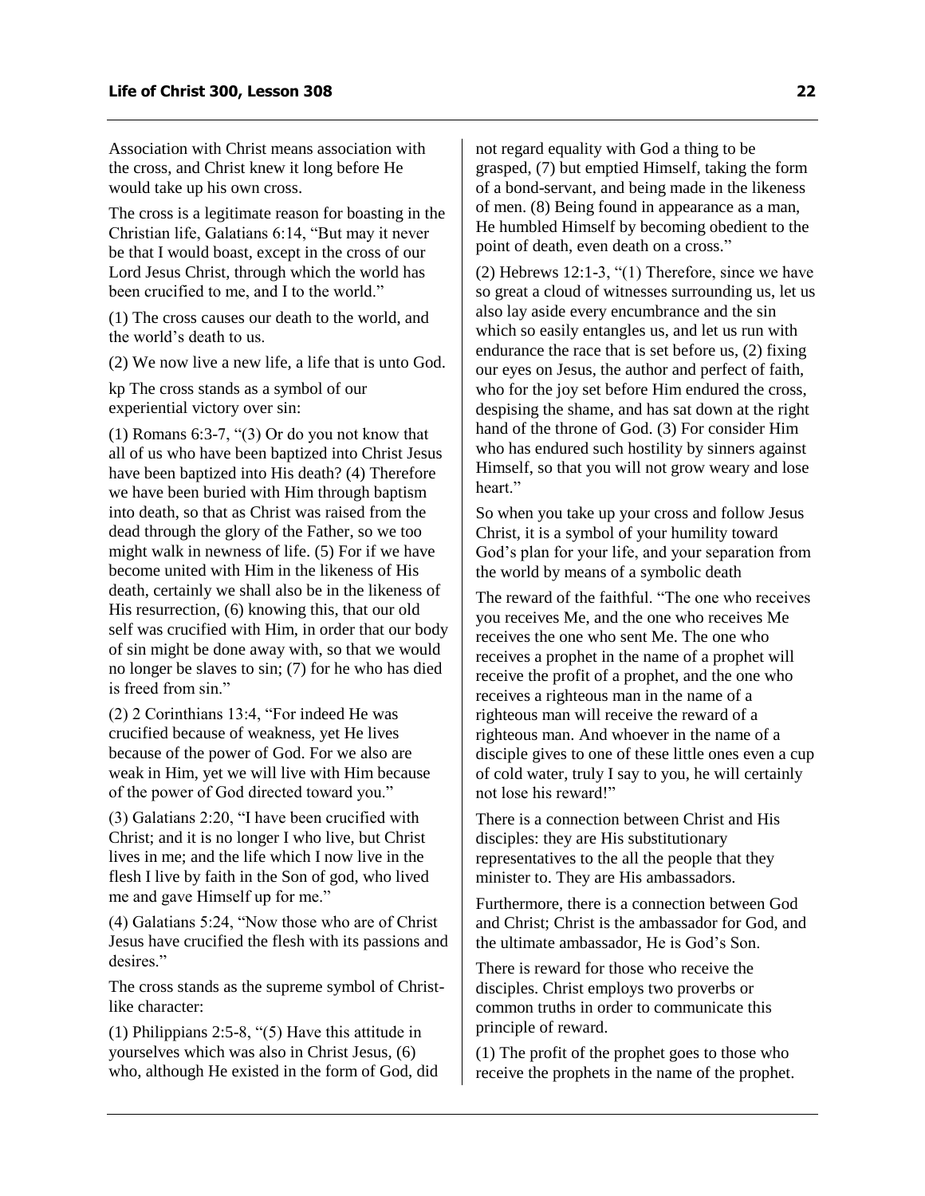Association with Christ means association with the cross, and Christ knew it long before He would take up his own cross.

The cross is a legitimate reason for boasting in the Christian life, Galatians 6:14, "But may it never be that I would boast, except in the cross of our Lord Jesus Christ, through which the world has been crucified to me, and I to the world."

(1) The cross causes our death to the world, and the world's death to us.

(2) We now live a new life, a life that is unto God.

kp The cross stands as a symbol of our experiential victory over sin:

(1) Romans 6:3-7, "(3) Or do you not know that all of us who have been baptized into Christ Jesus have been baptized into His death? (4) Therefore we have been buried with Him through baptism into death, so that as Christ was raised from the dead through the glory of the Father, so we too might walk in newness of life. (5) For if we have become united with Him in the likeness of His death, certainly we shall also be in the likeness of His resurrection, (6) knowing this, that our old self was crucified with Him, in order that our body of sin might be done away with, so that we would no longer be slaves to sin; (7) for he who has died is freed from sin."

(2) 2 Corinthians 13:4, "For indeed He was crucified because of weakness, yet He lives because of the power of God. For we also are weak in Him, yet we will live with Him because of the power of God directed toward you."

(3) Galatians 2:20, "I have been crucified with Christ; and it is no longer I who live, but Christ lives in me; and the life which I now live in the flesh I live by faith in the Son of god, who lived me and gave Himself up for me."

(4) Galatians 5:24, "Now those who are of Christ Jesus have crucified the flesh with its passions and desires."

The cross stands as the supreme symbol of Christ-like character:

(1) Philippians 2:5-8, "(5) Have this attitude in yourselves which was also in Christ Jesus, (6) who, although He existed in the form of God, did not regard equality with God a thing to be grasped, (7) but emptied Himself, taking the form of a bond-servant, and being made in the likeness of men. (8) Being found in appearance as a man, He humbled Himself by becoming obedient to the point of death, even death on a cross."

(2) Hebrews 12:1-3, "(1) Therefore, since we have so great a cloud of witnesses surrounding us, let us also lay aside every encumbrance and the sin which so easily entangles us, and let us run with endurance the race that is set before us, (2) fixing our eyes on Jesus, the author and perfect of faith, who for the joy set before Him endured the cross, despising the shame, and has sat down at the right hand of the throne of God. (3) For consider Him who has endured such hostility by sinners against Himself, so that you will not grow weary and lose heart."

So when you take up your cross and follow Jesus Christ, it is a symbol of your humility toward God's plan for your life, and your separation from the world by means of a symbolic death

The reward of the faithful. "The one who receives you receives Me, and the one who receives Me receives the one who sent Me. The one who receives a prophet in the name of a prophet will receive the profit of a prophet, and the one who receives a righteous man in the name of a righteous man will receive the reward of a righteous man. And whoever in the name of a disciple gives to one of these little ones even a cup of cold water, truly I say to you, he will certainly not lose his reward!"

There is a connection between Christ and His disciples: they are His substitutionary representatives to the all the people that they minister to. They are His ambassadors.

Furthermore, there is a connection between God and Christ; Christ is the ambassador for God, and the ultimate ambassador, He is God's Son.

There is reward for those who receive the disciples. Christ employs two proverbs or common truths in order to communicate this principle of reward.

(1) The profit of the prophet goes to those who receive the prophets in the name of the prophet.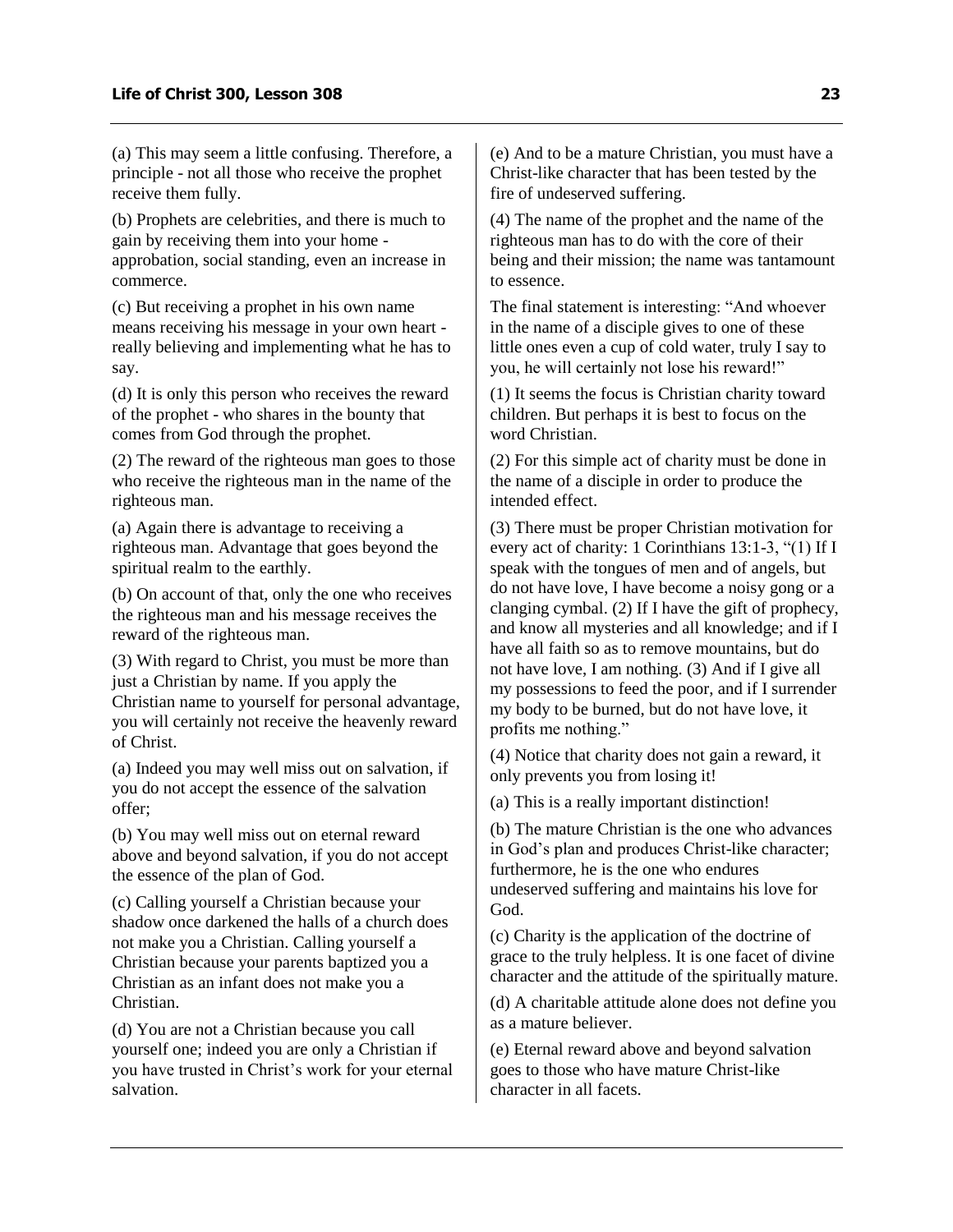(a) This may seem a little confusing. Therefore, a principle - not all those who receive the prophet receive them fully.

(b) Prophets are celebrities, and there is much to gain by receiving them into your home - approbation, social standing, even an increase in commerce.

(c) But receiving a prophet in his own name means receiving his message in your own heart - really believing and implementing what he has to say.

(d) It is only this person who receives the reward of the prophet - who shares in the bounty that comes from God through the prophet.

(2) The reward of the righteous man goes to those who receive the righteous man in the name of the righteous man.

(a) Again there is advantage to receiving a righteous man. Advantage that goes beyond the spiritual realm to the earthly.

(b) On account of that, only the one who receives the righteous man and his message receives the reward of the righteous man.

(3) With regard to Christ, you must be more than just a Christian by name. If you apply the Christian name to yourself for personal advantage, you will certainly not receive the heavenly reward of Christ.

(a) Indeed you may well miss out on salvation, if you do not accept the essence of the salvation offer;

(b) You may well miss out on eternal reward above and beyond salvation, if you do not accept the essence of the plan of God.

(c) Calling yourself a Christian because your shadow once darkened the halls of a church does not make you a Christian. Calling yourself a Christian because your parents baptized you a Christian as an infant does not make you a Christian.

(d) You are not a Christian because you call yourself one; indeed you are only a Christian if you have trusted in Christ's work for your eternal salvation.

(e) And to be a mature Christian, you must have a Christ-like character that has been tested by the fire of undeserved suffering.

(4) The name of the prophet and the name of the righteous man has to do with the core of their being and their mission; the name was tantamount to essence.

The final statement is interesting: "And whoever in the name of a disciple gives to one of these little ones even a cup of cold water, truly I say to you, he will certainly not lose his reward!"

(1) It seems the focus is Christian charity toward children. But perhaps it is best to focus on the word Christian.

(2) For this simple act of charity must be done in the name of a disciple in order to produce the intended effect.

(3) There must be proper Christian motivation for every act of charity: 1 Corinthians 13:1-3, "(1) If I speak with the tongues of men and of angels, but do not have love, I have become a noisy gong or a clanging cymbal. (2) If I have the gift of prophecy, and know all mysteries and all knowledge; and if I have all faith so as to remove mountains, but do not have love, I am nothing. (3) And if I give all my possessions to feed the poor, and if I surrender my body to be burned, but do not have love, it profits me nothing."

(4) Notice that charity does not gain a reward, it only prevents you from losing it!

(a) This is a really important distinction!

(b) The mature Christian is the one who advances in God's plan and produces Christ-like character; furthermore, he is the one who endures undeserved suffering and maintains his love for God.

(c) Charity is the application of the doctrine of grace to the truly helpless. It is one facet of divine character and the attitude of the spiritually mature.

(d) A charitable attitude alone does not define you as a mature believer.

(e) Eternal reward above and beyond salvation goes to those who have mature Christ-like character in all facets.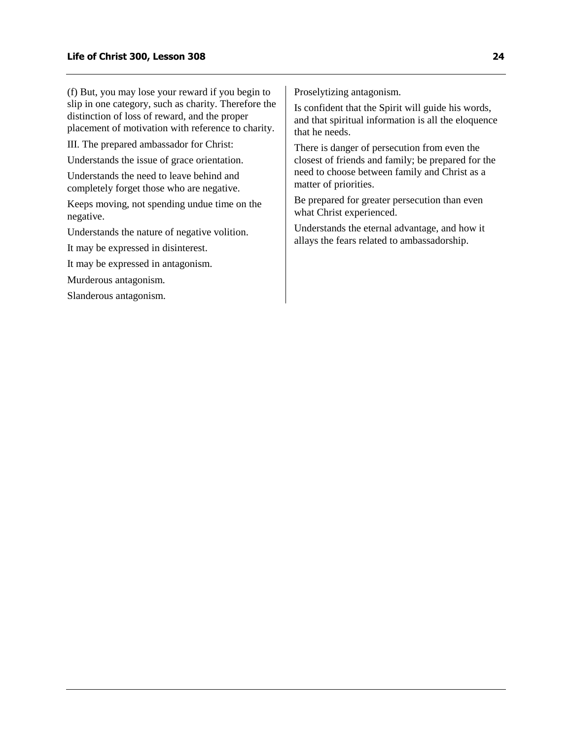(f) But, you may lose your reward if you begin to slip in one category, such as charity. Therefore the distinction of loss of reward, and the proper placement of motivation with reference to charity.

III. The prepared ambassador for Christ:

Understands the issue of grace orientation.

Understands the need to leave behind and completely forget those who are negative.

Keeps moving, not spending undue time on the negative.

Understands the nature of negative volition.

It may be expressed in disinterest.

It may be expressed in antagonism.

Murderous antagonism.

Slanderous antagonism.

Proselytizing antagonism.

Is confident that the Spirit will guide his words, and that spiritual information is all the eloquence that he needs.

There is danger of persecution from even the closest of friends and family; be prepared for the need to choose between family and Christ as a matter of priorities.

Be prepared for greater persecution than even what Christ experienced.

Understands the eternal advantage, and how it allays the fears related to ambassadorship.